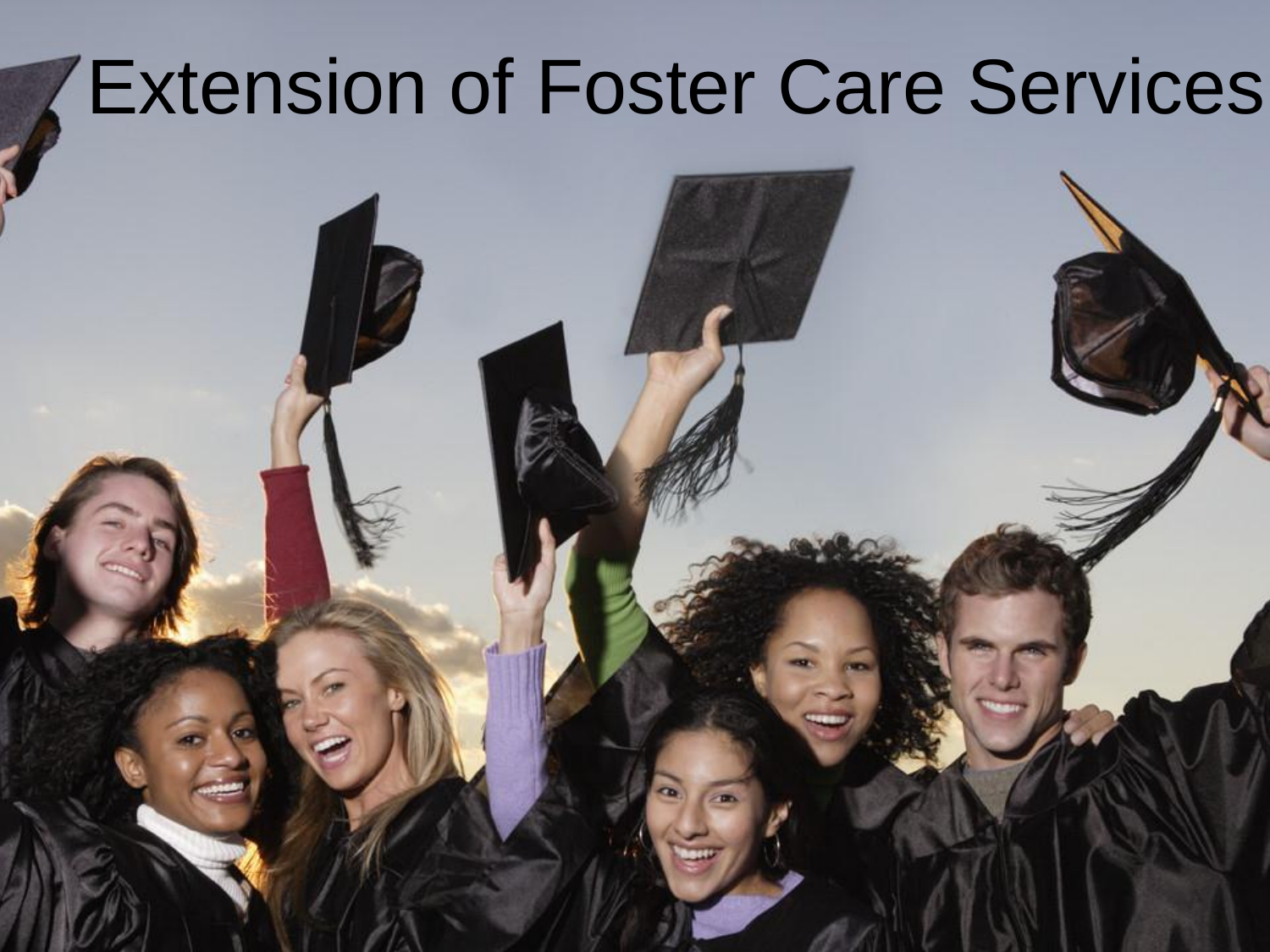# Extension of Foster Care Services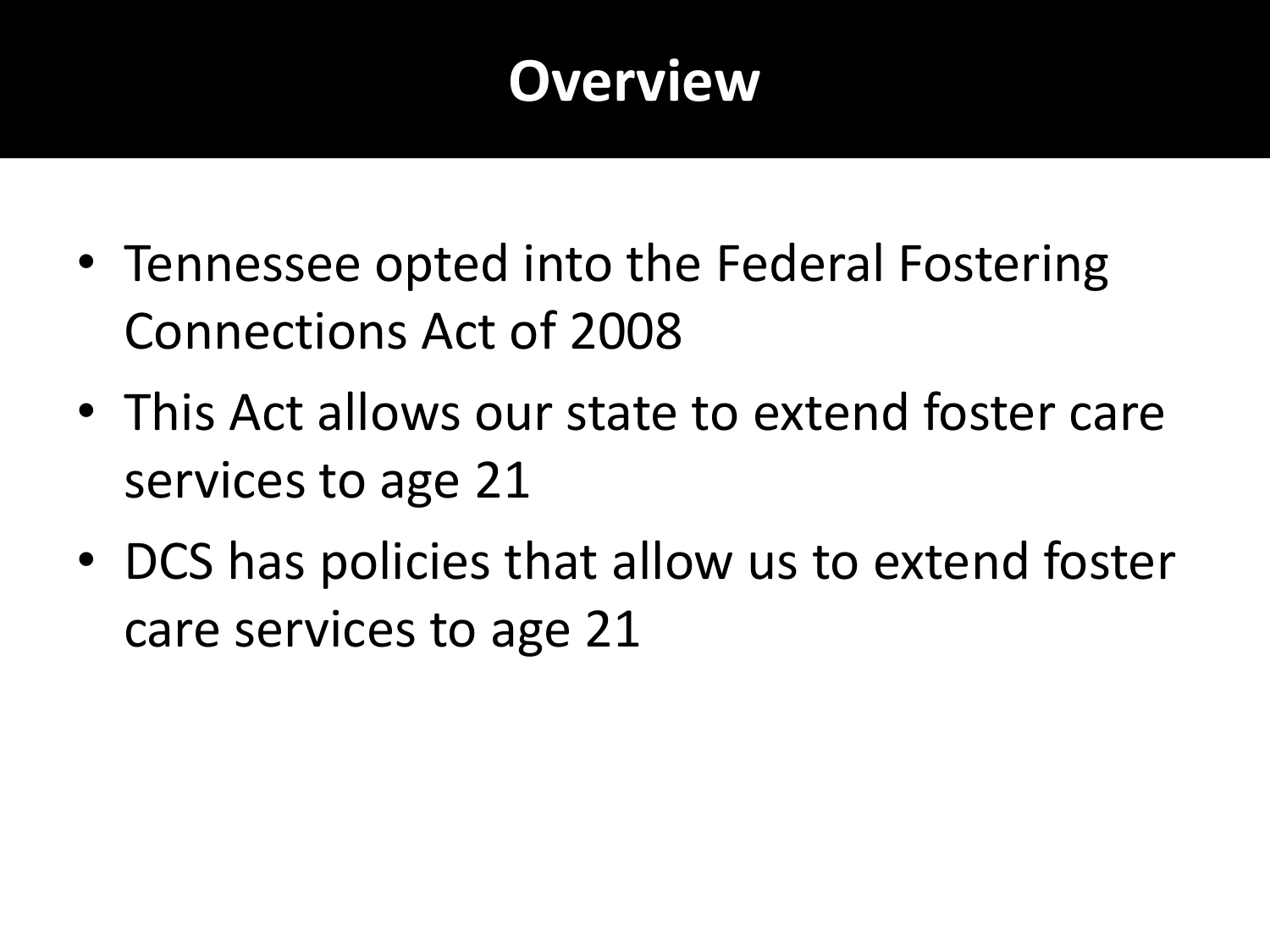# Overview

- Tennessee opted into the Federal Fostering Connections Act of 2008
- This Act allows our state to extend foster care services to age 21
- DCS has policies that allow us to extend foster care services to age 21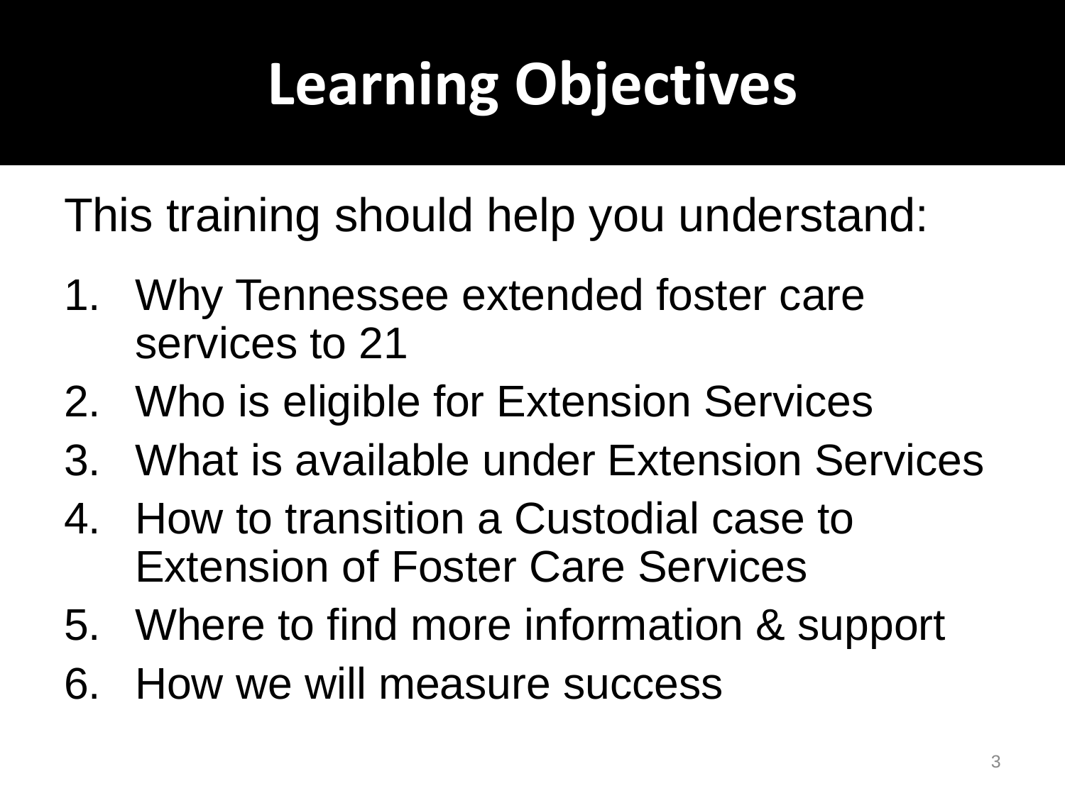# Learning Objectives

This training should help you understand:

1. Why Tennessee extended foster care services to 21
2. Who is eligible for Extension Services
3. What is available under Extension Services
4. How to transition a Custodial case to Extension of Foster Care Services
5. Where to find more information & support
6. How we will measure success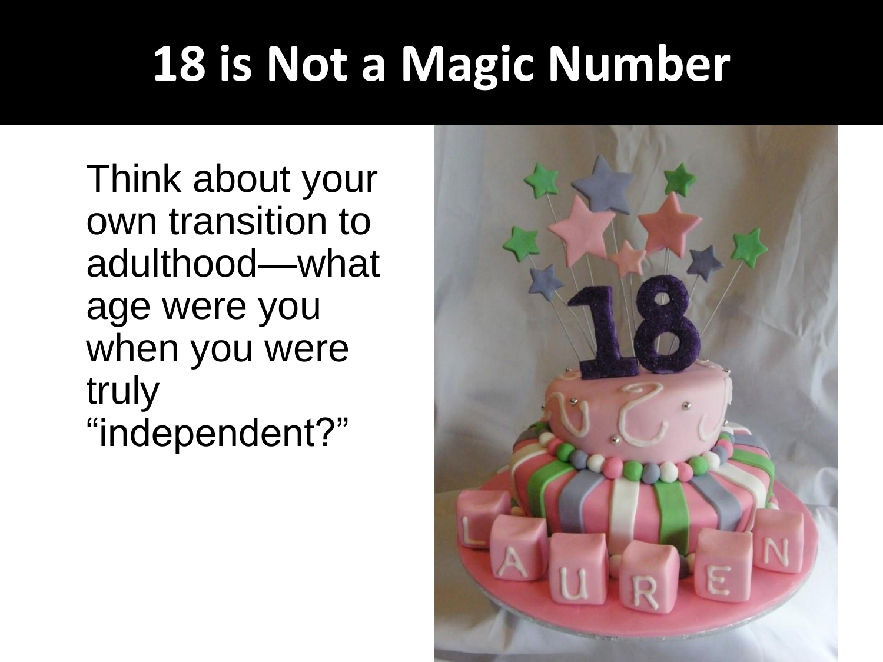# 18 is Not a Magic Number

Think about your own transition to adulthood—what age were you when you were truly "independent?"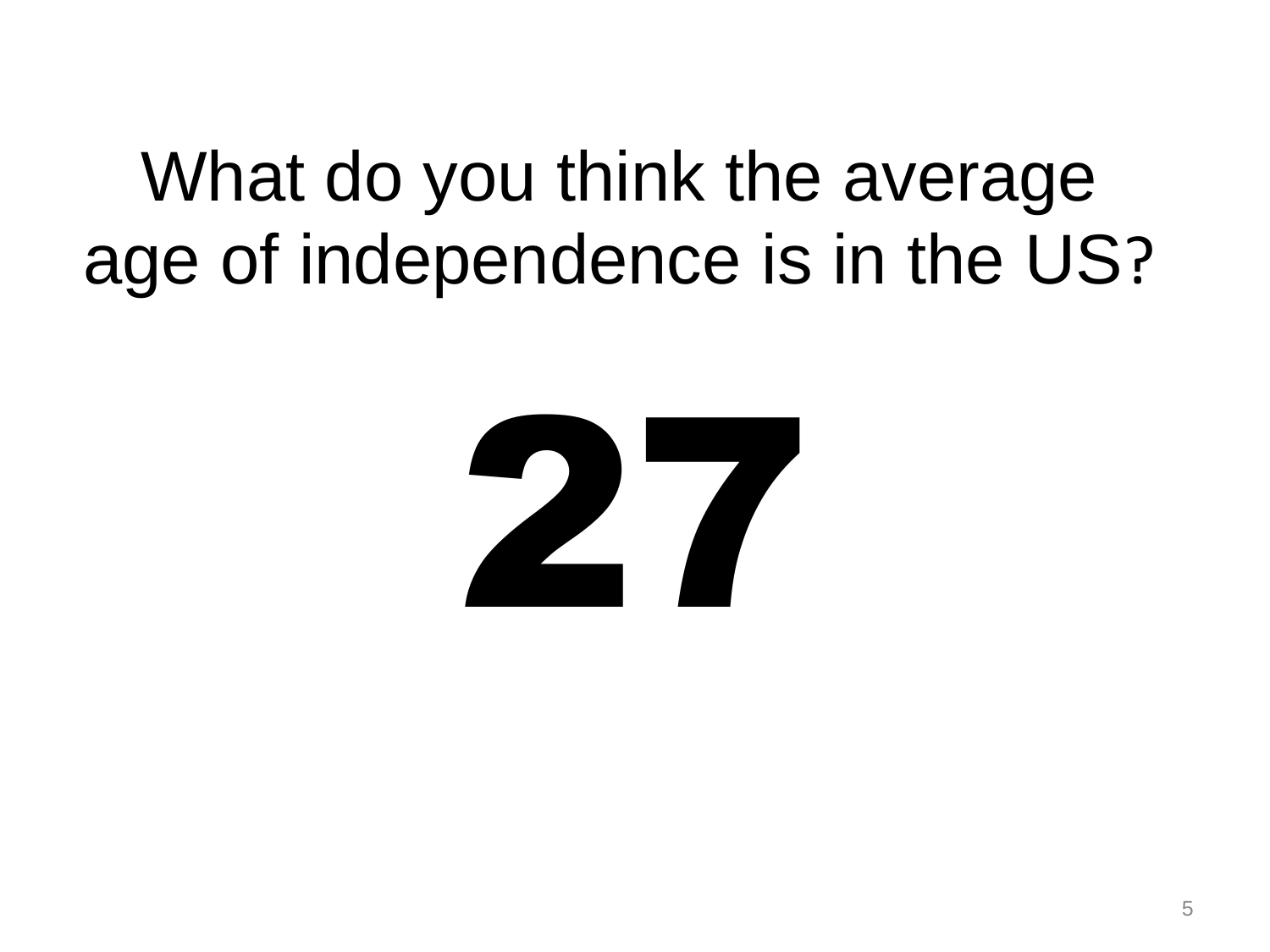# What do you think the average age of independence is in the US?

# 27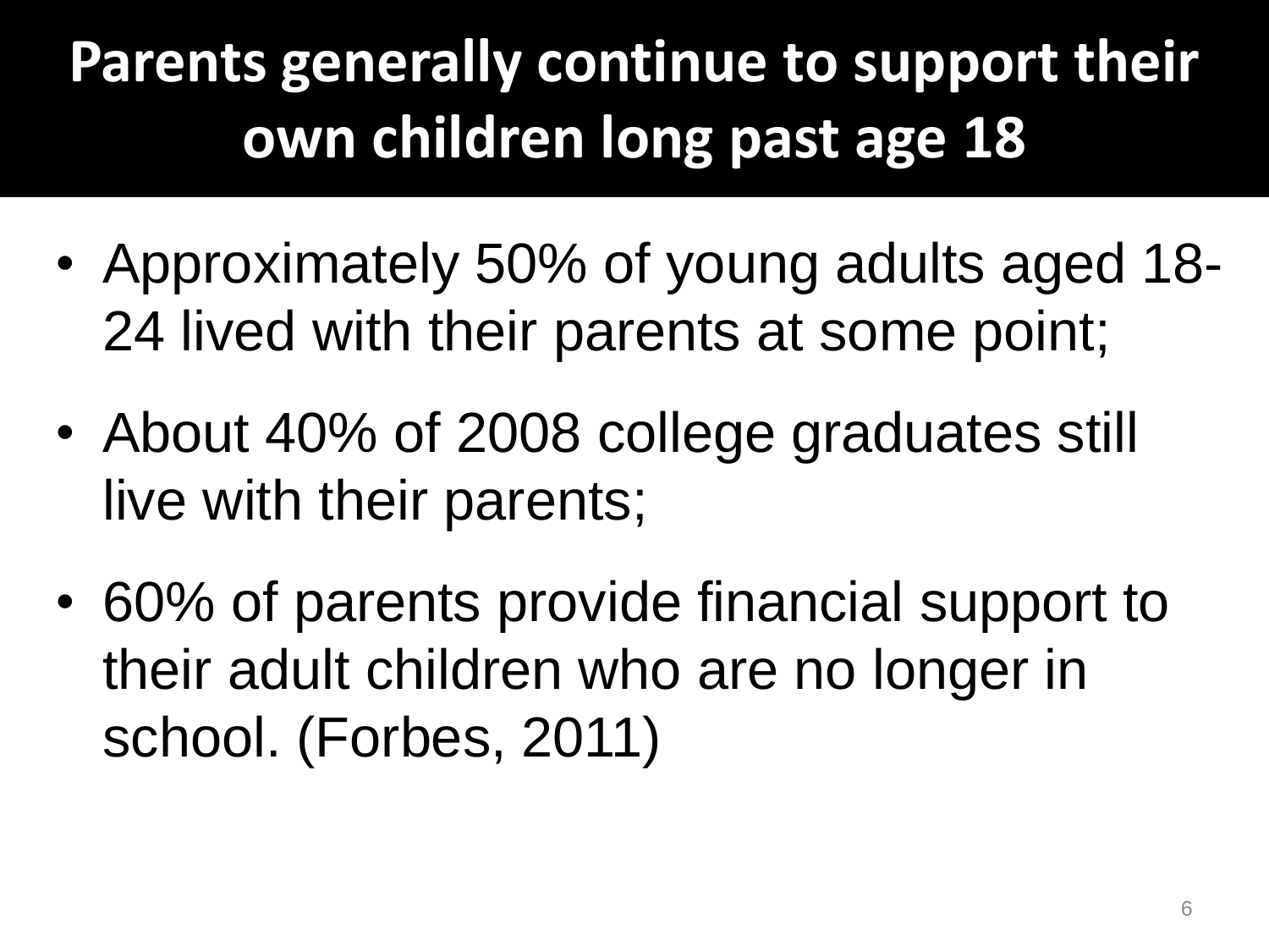# Parents generally continue to support their own children long past age 18

- Approximately 50% of young adults aged 18-24 lived with their parents at some point;
- About 40% of 2008 college graduates still live with their parents;
- 60% of parents provide financial support to their adult children who are no longer in school. (Forbes, 2011)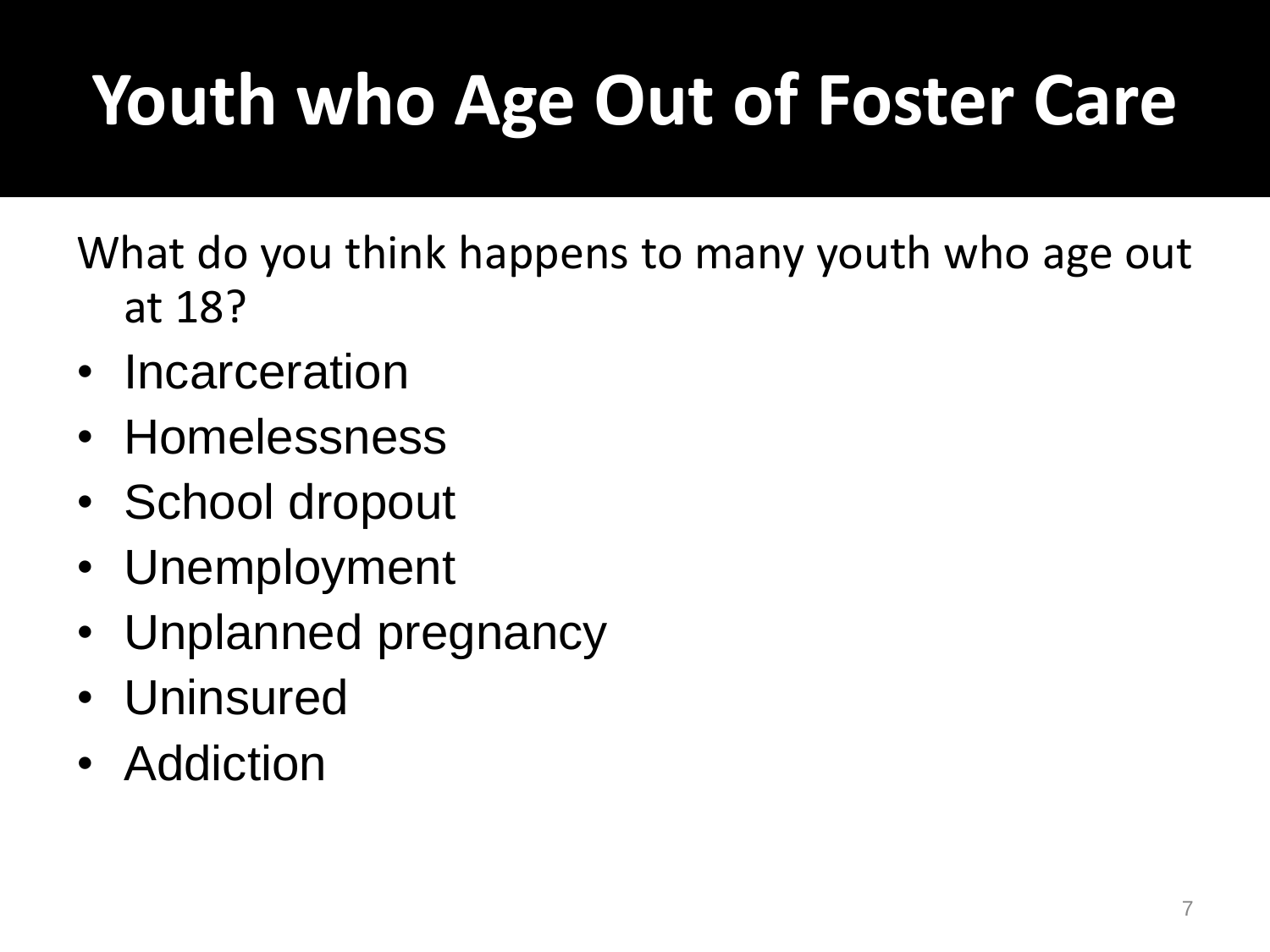# Youth who Age Out of Foster Care

What do you think happens to many youth who age out at 18?

- Incarceration
- Homelessness
- School dropout
- Unemployment
- Unplanned pregnancy
- Uninsured
- Addiction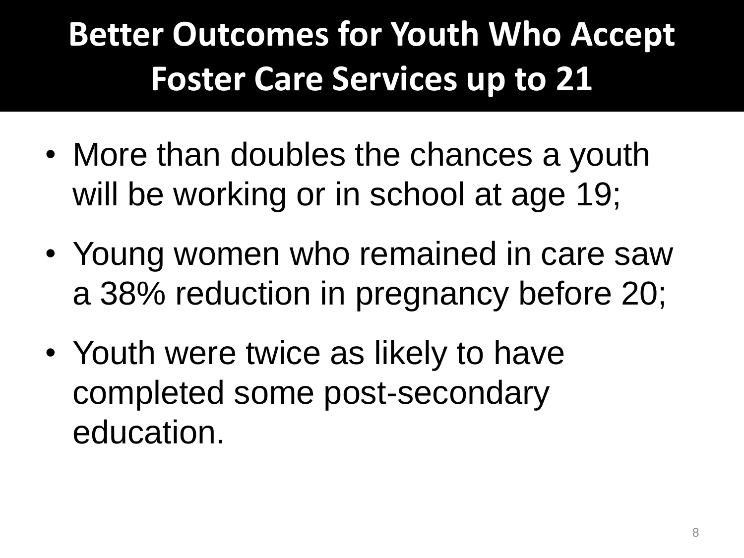# Better Outcomes for Youth Who Accept Foster Care Services up to 21

- More than doubles the chances a youth will be working or in school at age 19;
- Young women who remained in care saw a 38% reduction in pregnancy before 20;
- Youth were twice as likely to have completed some post-secondary education.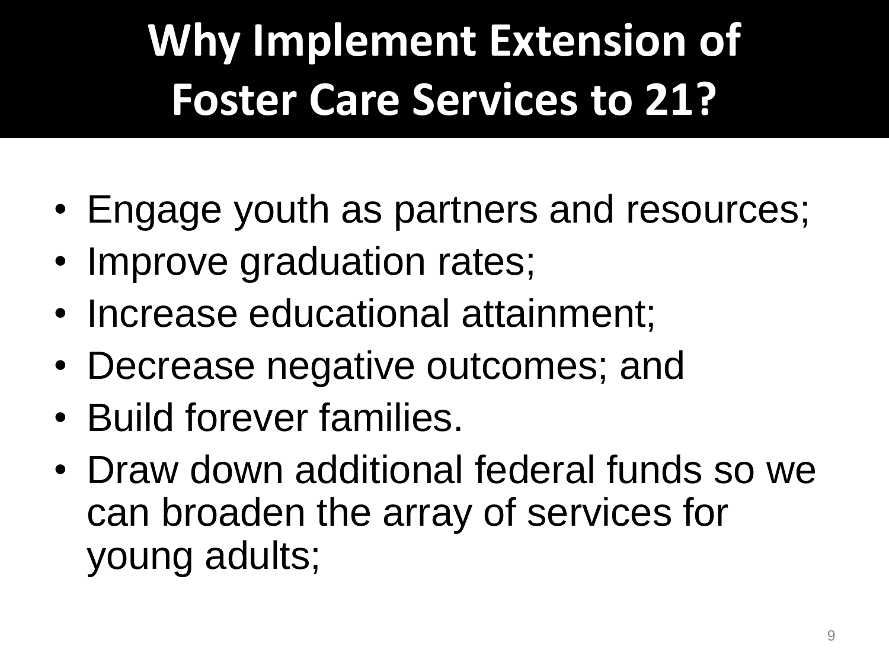# Why Implement Extension of Foster Care Services to 21?

- Engage youth as partners and resources;
- Improve graduation rates;
- Increase educational attainment;
- Decrease negative outcomes; and
- Build forever families.
- Draw down additional federal funds so we can broaden the array of services for young adults;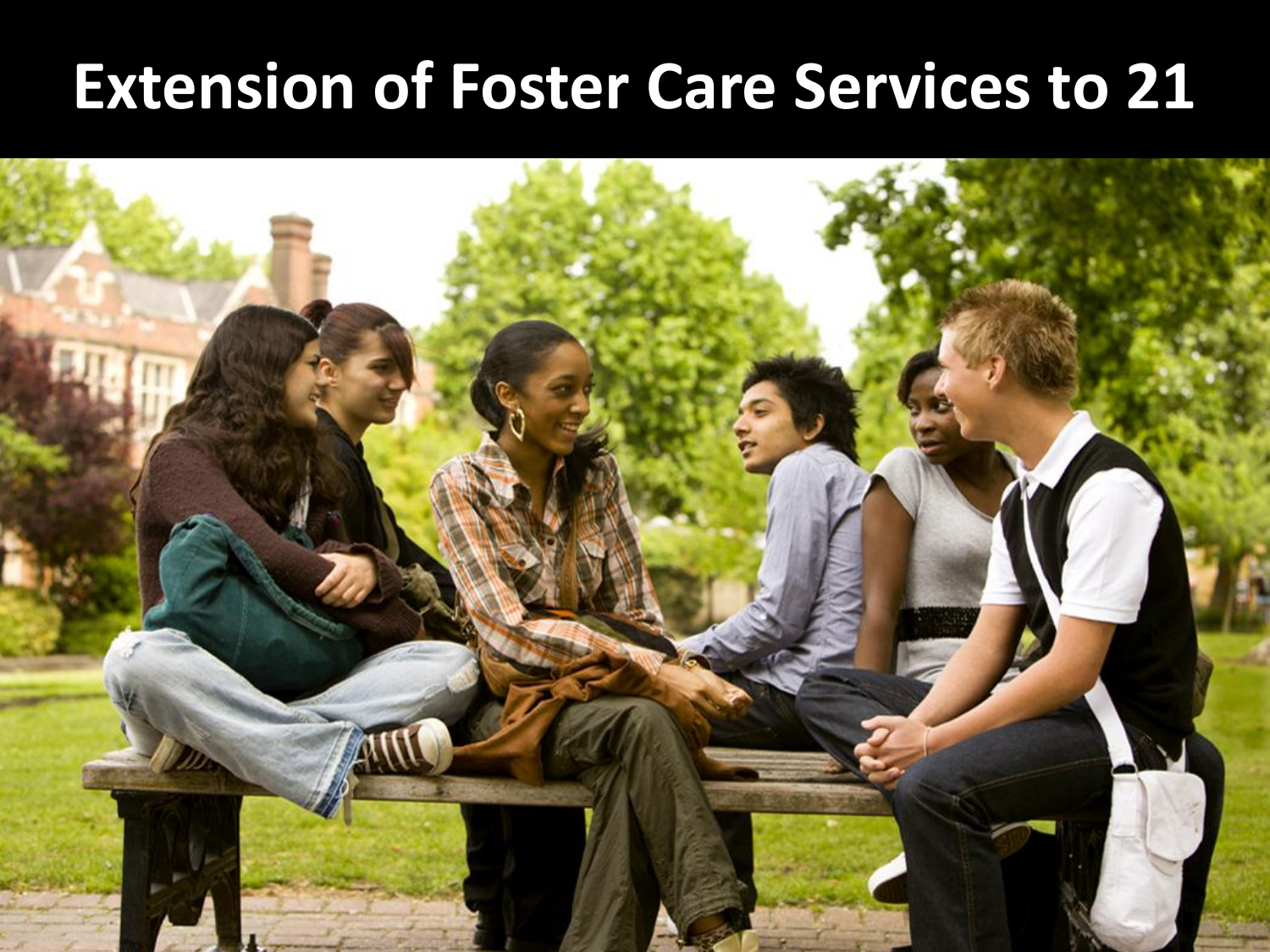# Extension of Foster Care Services to 21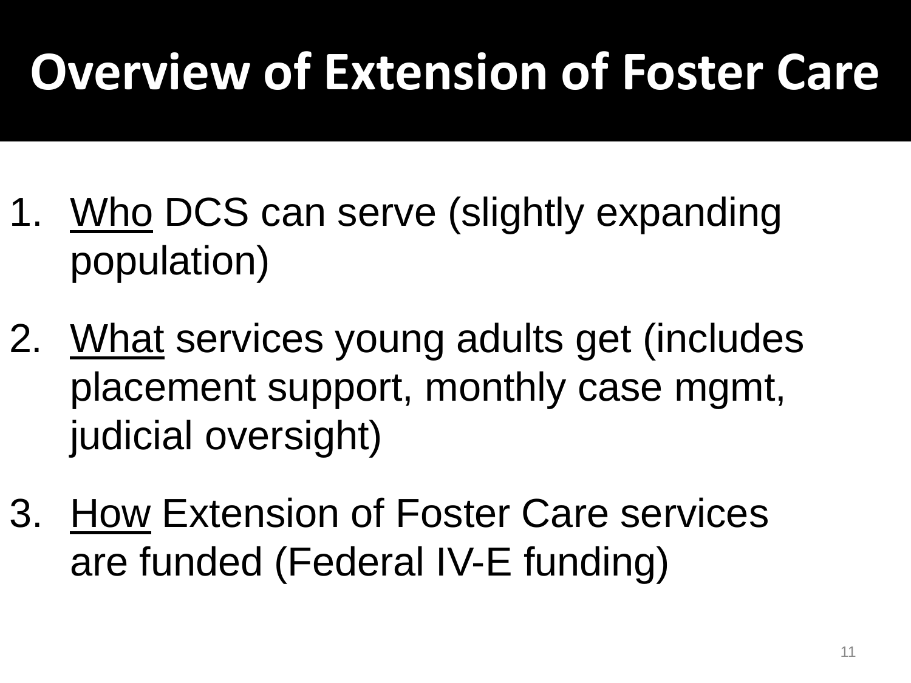# Overview of Extension of Foster Care

1. Who DCS can serve (slightly expanding population)
2. What services young adults get (includes placement support, monthly case mgmt, judicial oversight)
3. How Extension of Foster Care services are funded (Federal IV-E funding)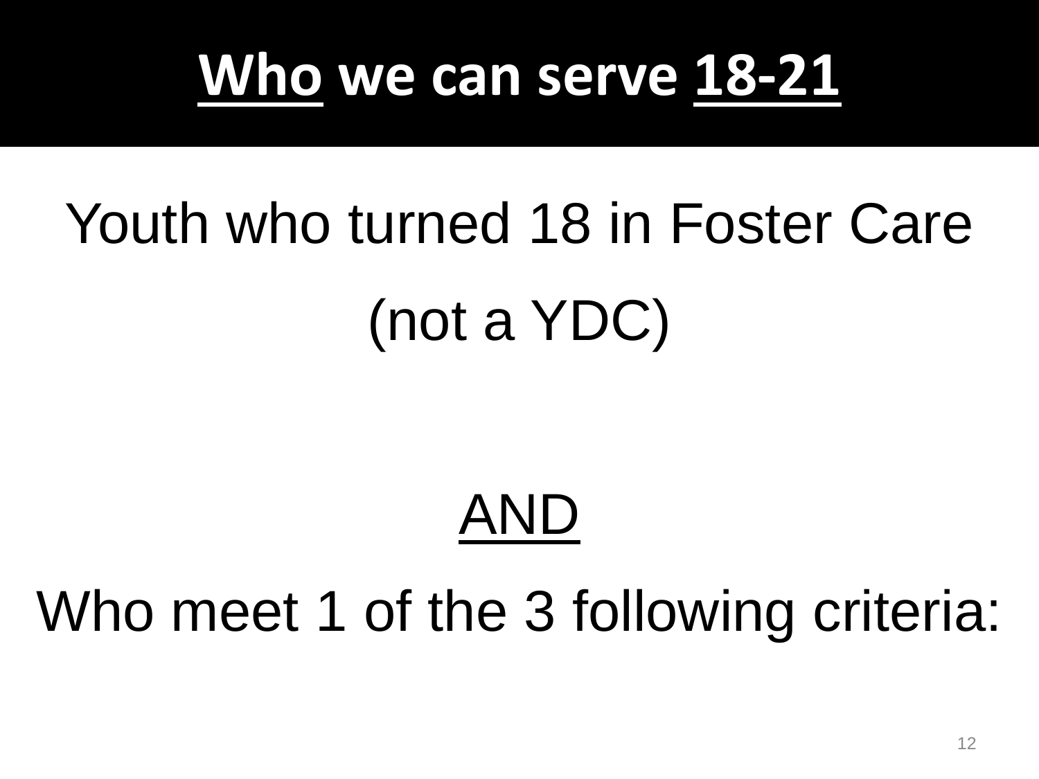# Who we can serve 18-21

Youth who turned 18 in Foster Care

(not a YDC)

AND

Who meet 1 of the 3 following criteria: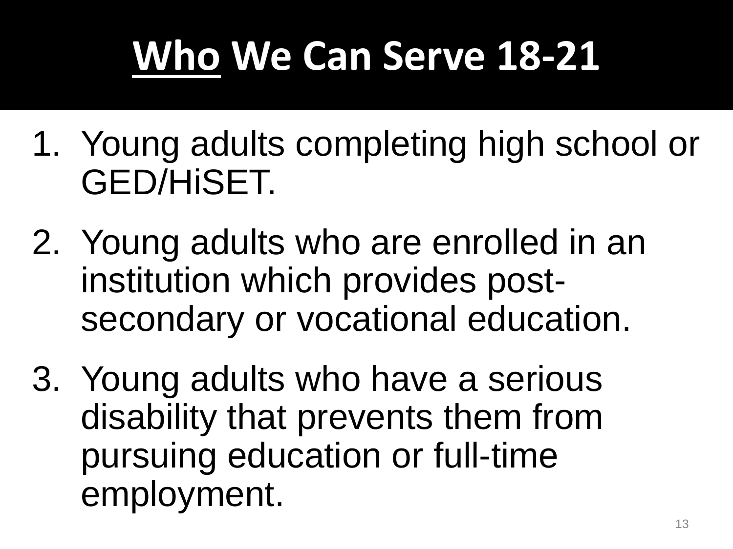# <u>Who</u> We Can Serve 18-21

1. Young adults completing high school or GED/HiSET.
2. Young adults who are enrolled in an institution which provides post-secondary or vocational education.
3. Young adults who have a serious disability that prevents them from pursuing education or full-time employment.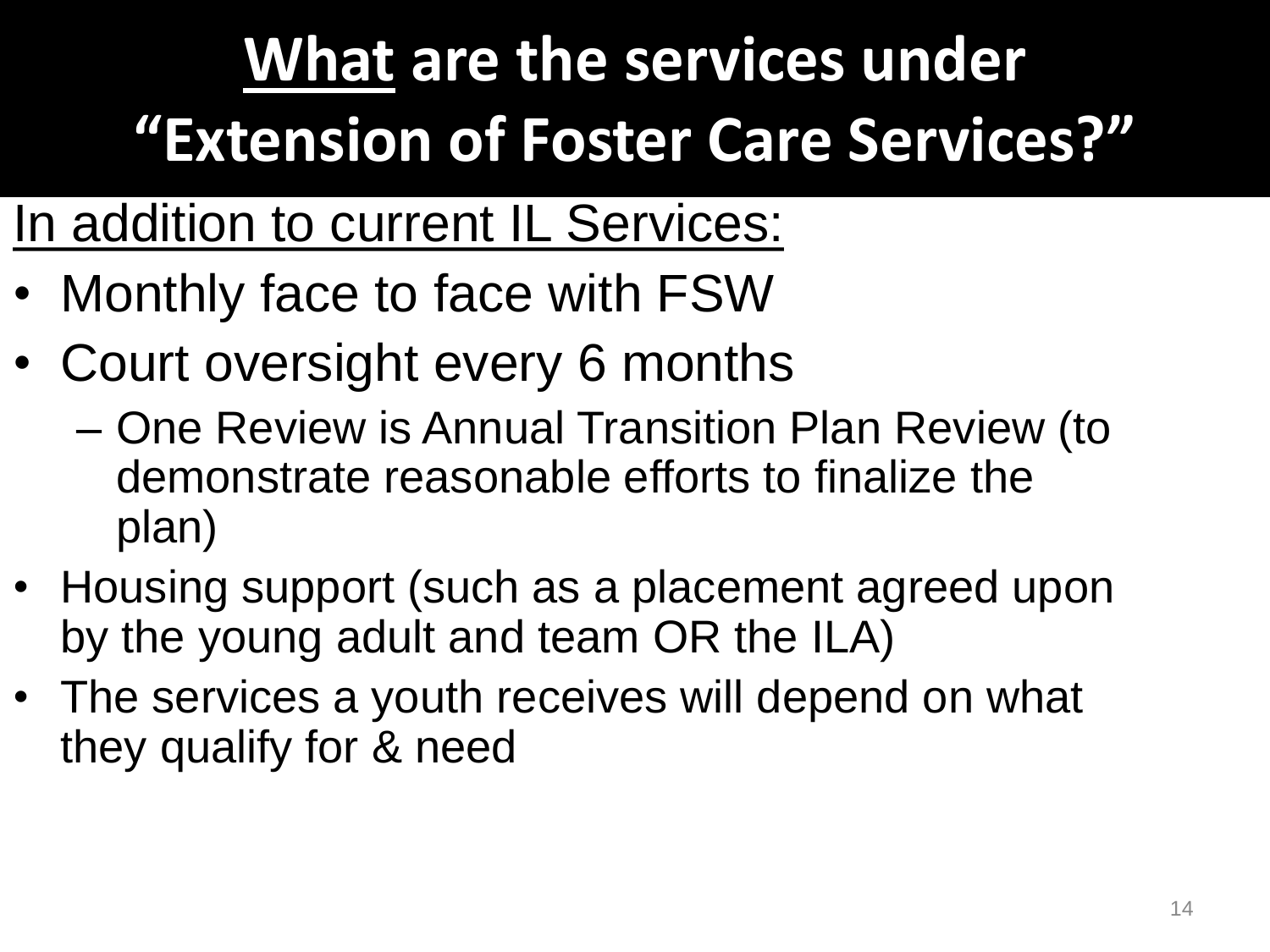# What are the services under "Extension of Foster Care Services?"

In addition to current IL Services:

- Monthly face to face with FSW
- Court oversight every 6 months
  - One Review is Annual Transition Plan Review (to demonstrate reasonable efforts to finalize the plan)
- Housing support (such as a placement agreed upon by the young adult and team OR the ILA)
- The services a youth receives will depend on what they qualify for & need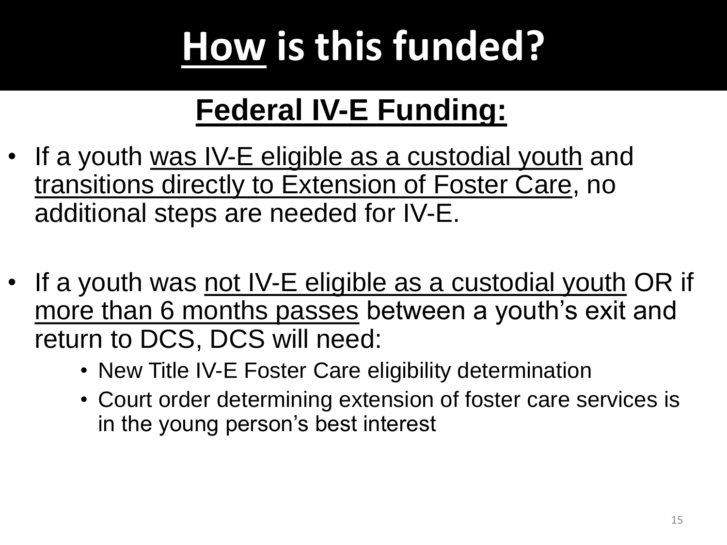# How is this funded?

## Federal IV-E Funding:

- If a youth was IV-E eligible as a custodial youth and transitions directly to Extension of Foster Care, no additional steps are needed for IV-E.

- If a youth was not IV-E eligible as a custodial youth OR if more than 6 months passes between a youth's exit and return to DCS, DCS will need:
  - New Title IV-E Foster Care eligibility determination
  - Court order determining extension of foster care services is in the young person's best interest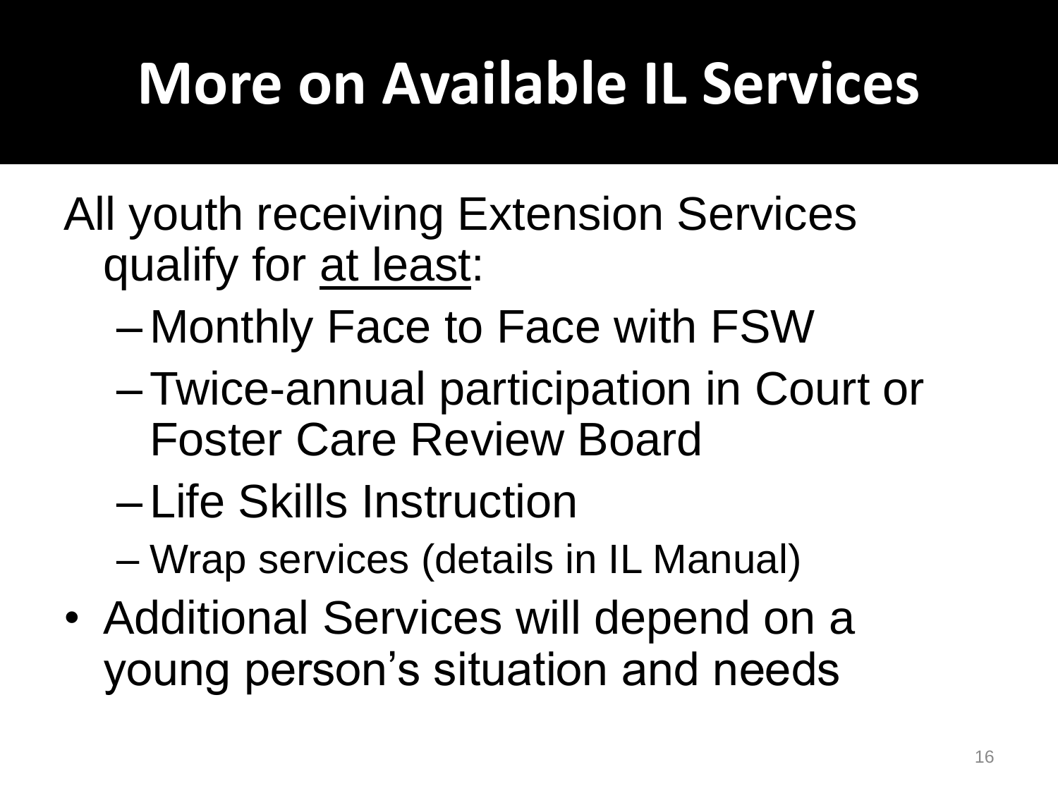# More on Available IL Services

All youth receiving Extension Services qualify for <u>at least</u>:

- Monthly Face to Face with FSW
- Twice-annual participation in Court or Foster Care Review Board
- Life Skills Instruction
- Wrap services (details in IL Manual)

- Additional Services will depend on a young person's situation and needs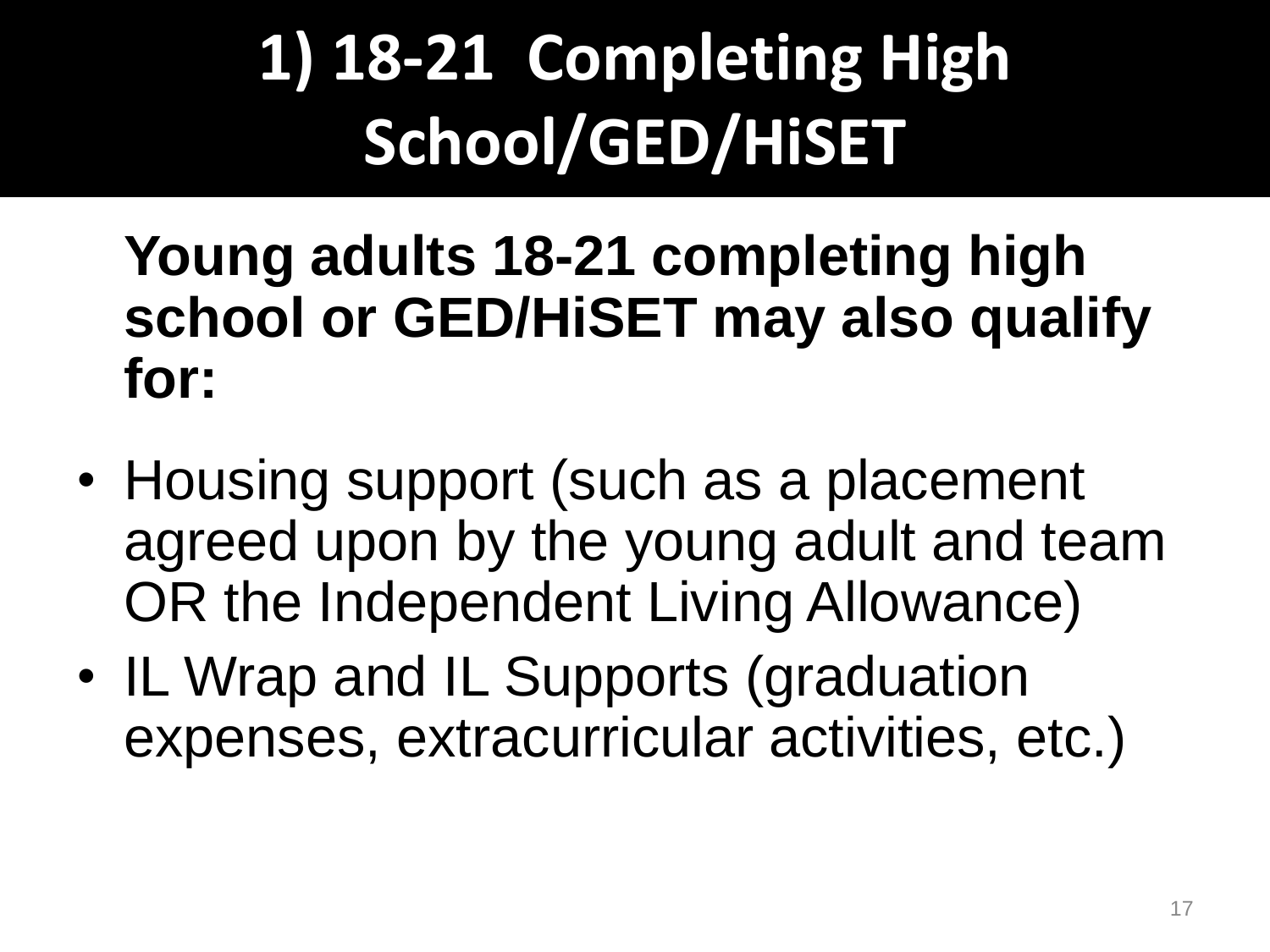# 1) 18-21 Completing High School/GED/HiSET

**Young adults 18-21 completing high school or GED/HiSET may also qualify for:**

- Housing support (such as a placement agreed upon by the young adult and team OR the Independent Living Allowance)
- IL Wrap and IL Supports (graduation expenses, extracurricular activities, etc.)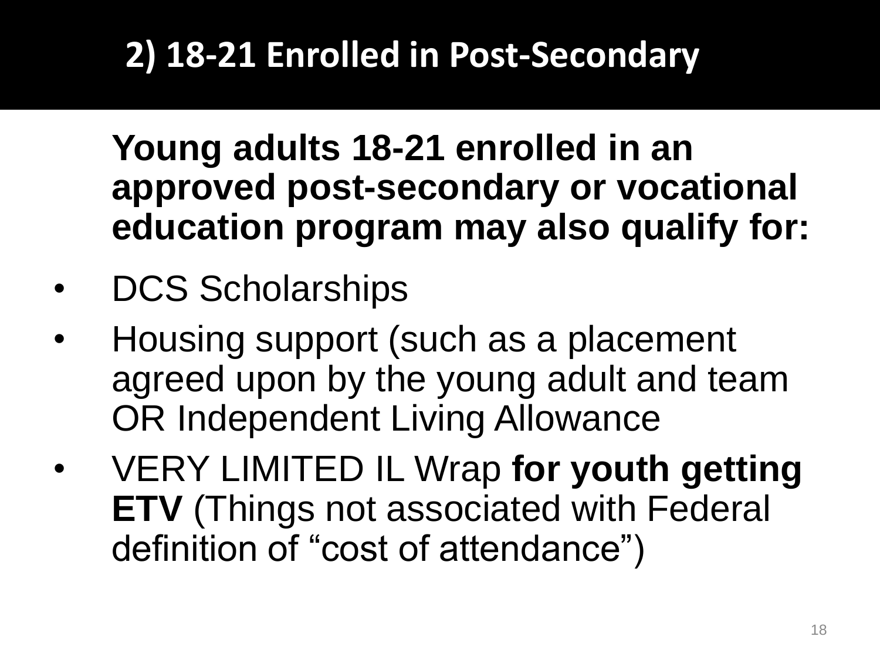# 2) 18-21 Enrolled in Post-Secondary

**Young adults 18-21 enrolled in an approved post-secondary or vocational education program may also qualify for:**

- DCS Scholarships
- Housing support (such as a placement agreed upon by the young adult and team OR Independent Living Allowance
- VERY LIMITED IL Wrap **for youth getting ETV** (Things not associated with Federal definition of "cost of attendance")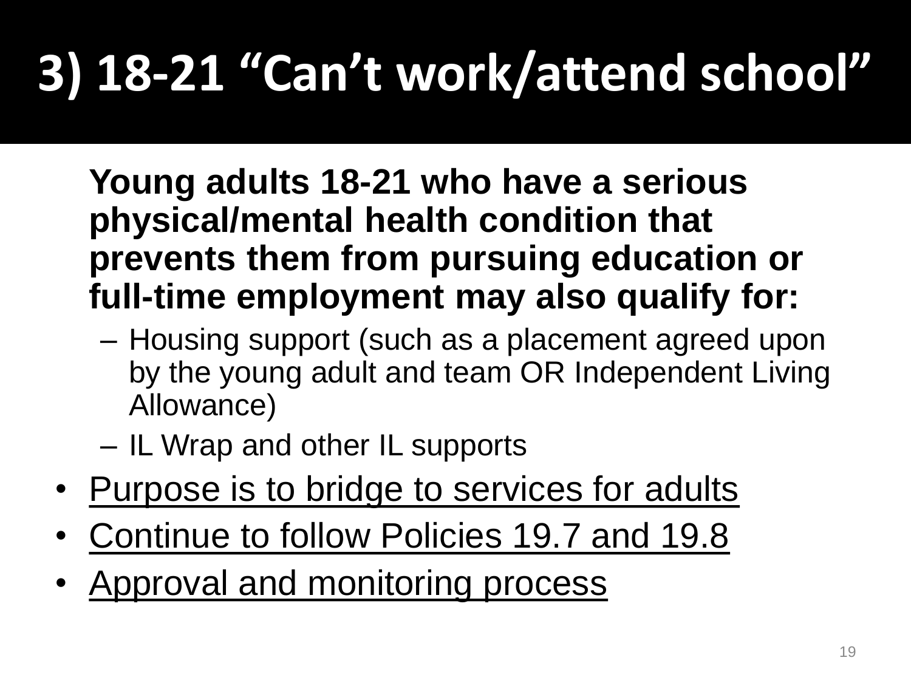# 3) 18-21 “Can’t work/attend school”

**Young adults 18-21 who have a serious physical/mental health condition that prevents them from pursuing education or full-time employment may also qualify for:**

- Housing support (such as a placement agreed upon by the young adult and team OR Independent Living Allowance)
- IL Wrap and other IL supports

- <u>Purpose is to bridge to services for adults</u>
- <u>Continue to follow Policies 19.7 and 19.8</u>
- <u>Approval and monitoring process</u>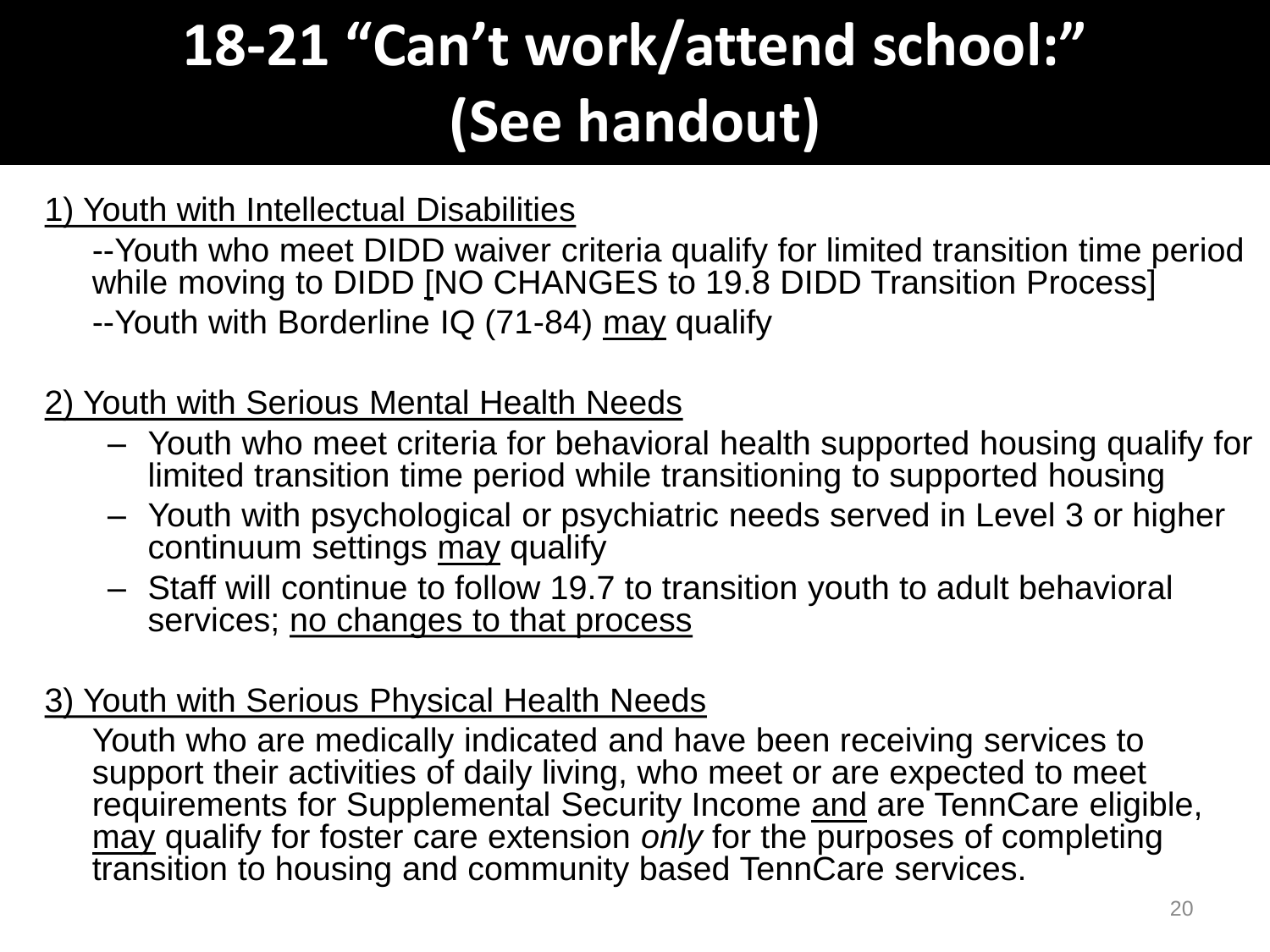# 18-21 "Can't work/attend school:" (See handout)

1) Youth with Intellectual Disabilities

--Youth who meet DIDD waiver criteria qualify for limited transition time period while moving to DIDD [NO CHANGES to 19.8 DIDD Transition Process]

--Youth with Borderline IQ (71-84) may qualify

2) Youth with Serious Mental Health Needs

- Youth who meet criteria for behavioral health supported housing qualify for limited transition time period while transitioning to supported housing
- Youth with psychological or psychiatric needs served in Level 3 or higher continuum settings may qualify
- Staff will continue to follow 19.7 to transition youth to adult behavioral services; no changes to that process

3) Youth with Serious Physical Health Needs

Youth who are medically indicated and have been receiving services to support their activities of daily living, who meet or are expected to meet requirements for Supplemental Security Income and are TennCare eligible, may qualify for foster care extension *only* for the purposes of completing transition to housing and community based TennCare services.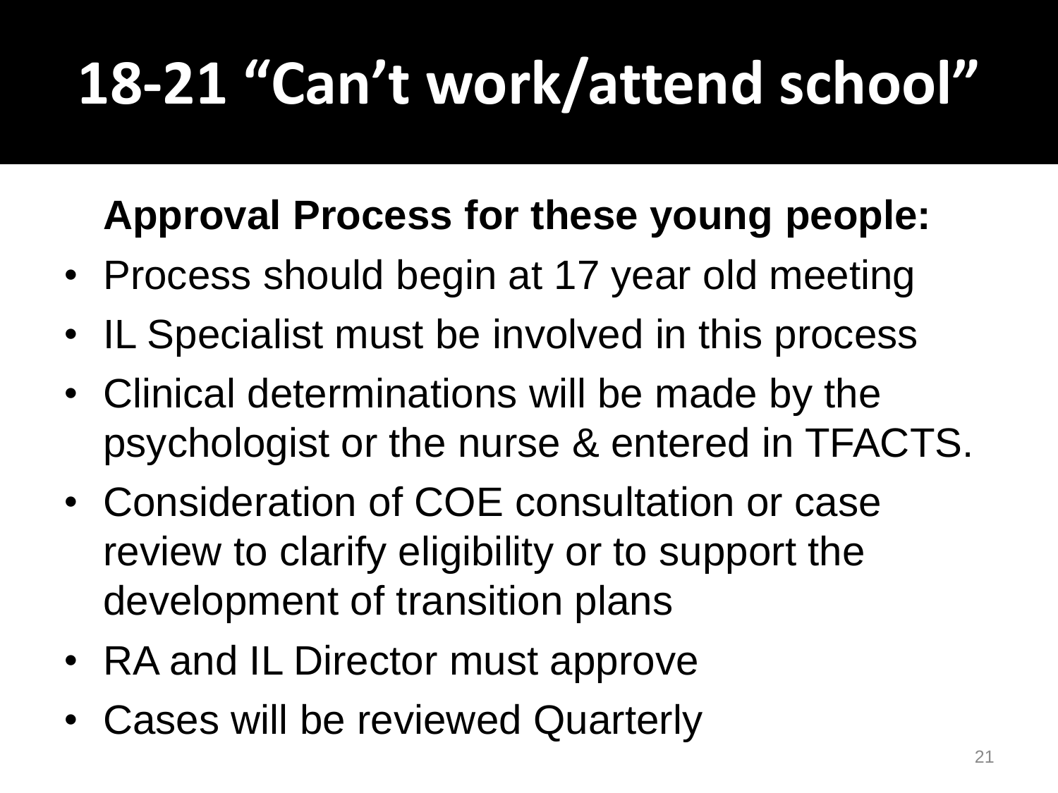# 18-21 “Can’t work/attend school”

**Approval Process for these young people:**

- Process should begin at 17 year old meeting
- IL Specialist must be involved in this process
- Clinical determinations will be made by the psychologist or the nurse & entered in TFACTS.
- Consideration of COE consultation or case review to clarify eligibility or to support the development of transition plans
- RA and IL Director must approve
- Cases will be reviewed Quarterly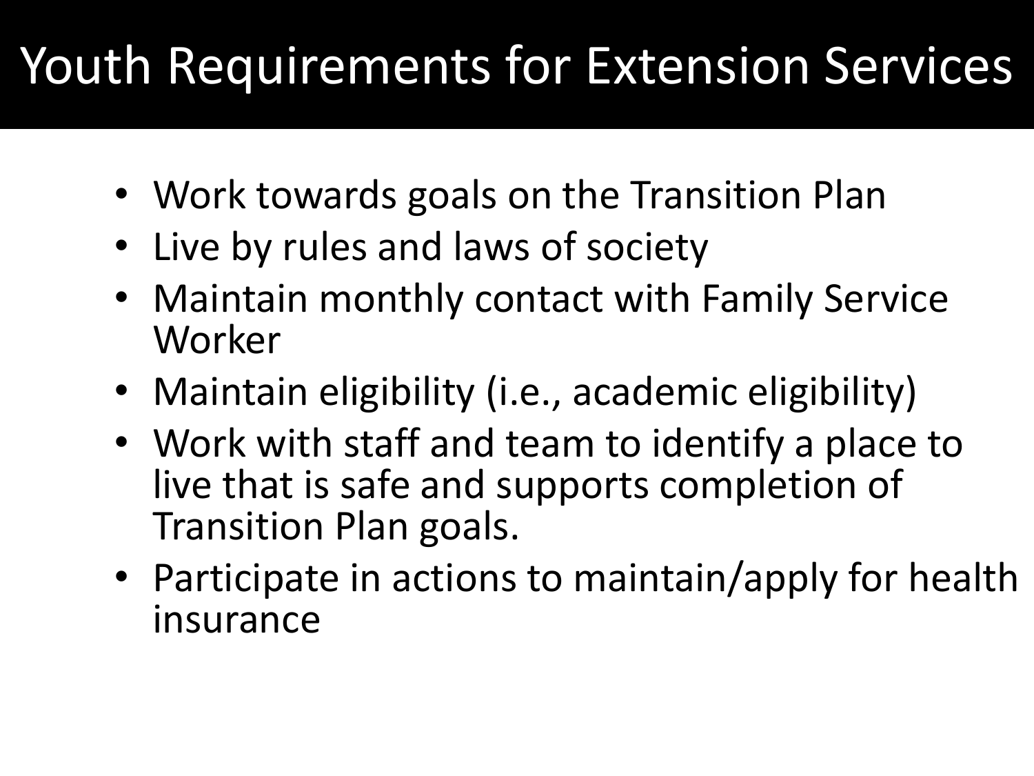# Youth Requirements for Extension Services

- Work towards goals on the Transition Plan
- Live by rules and laws of society
- Maintain monthly contact with Family Service Worker
- Maintain eligibility (i.e., academic eligibility)
- Work with staff and team to identify a place to live that is safe and supports completion of Transition Plan goals.
- Participate in actions to maintain/apply for health insurance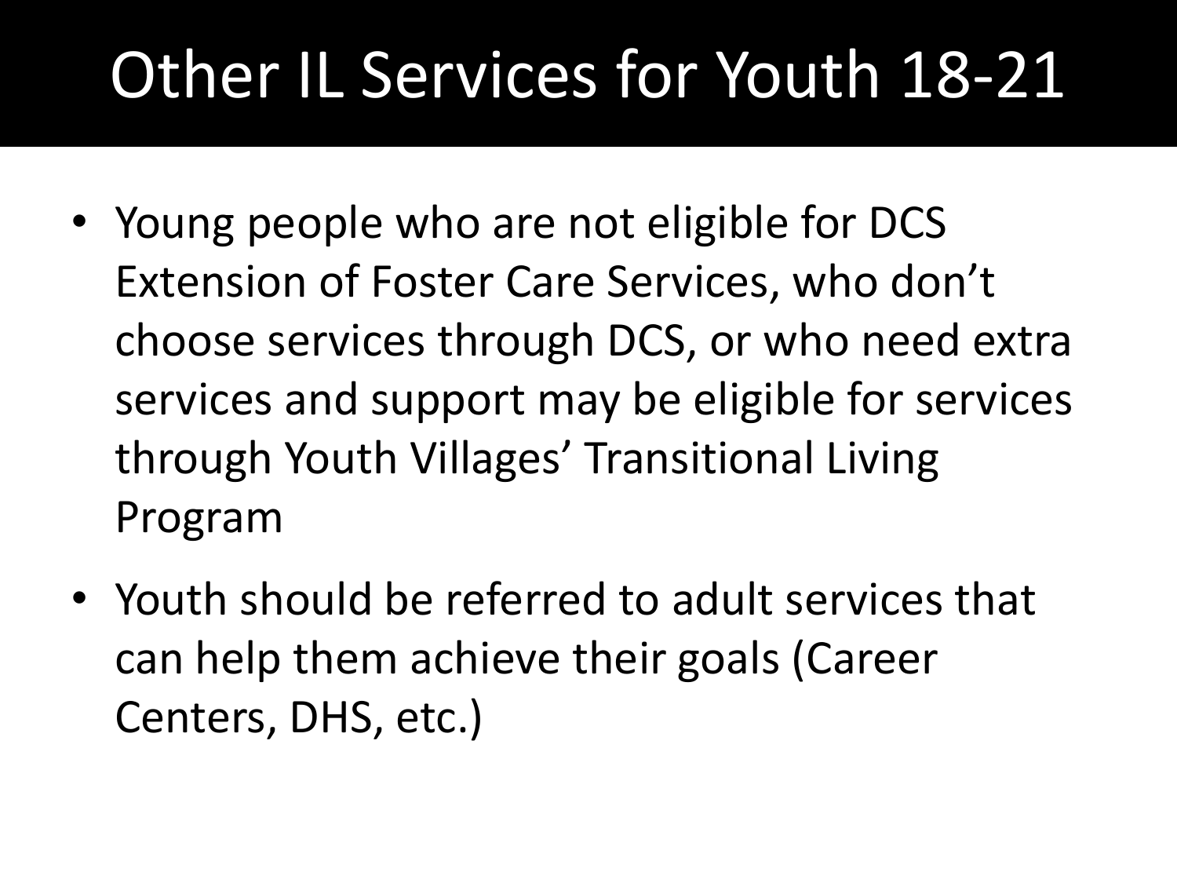# Other IL Services for Youth 18-21

- Young people who are not eligible for DCS Extension of Foster Care Services, who don’t choose services through DCS, or who need extra services and support may be eligible for services through Youth Villages’ Transitional Living Program
- Youth should be referred to adult services that can help them achieve their goals (Career Centers, DHS, etc.)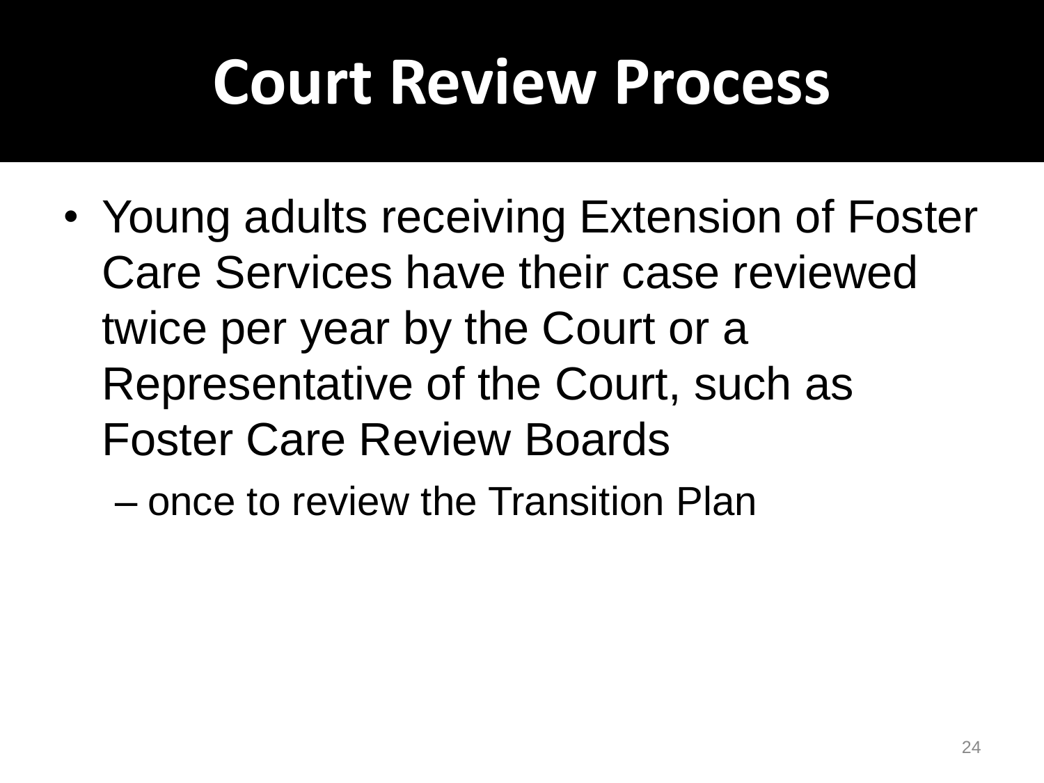# Court Review Process

- Young adults receiving Extension of Foster Care Services have their case reviewed twice per year by the Court or a Representative of the Court, such as Foster Care Review Boards
  - once to review the Transition Plan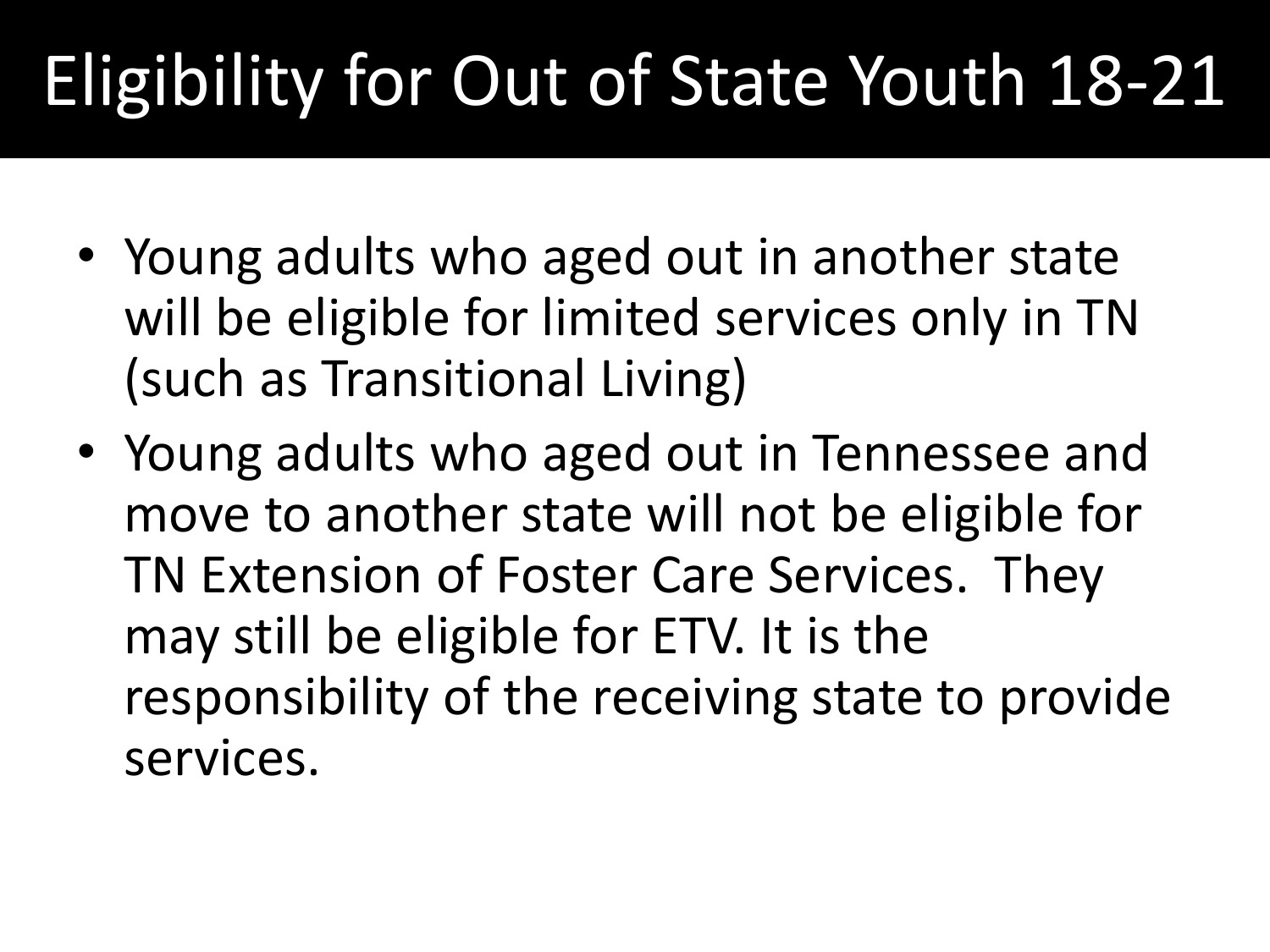# Eligibility for Out of State Youth 18-21

- Young adults who aged out in another state will be eligible for limited services only in TN (such as Transitional Living)
- Young adults who aged out in Tennessee and move to another state will not be eligible for TN Extension of Foster Care Services. They may still be eligible for ETV. It is the responsibility of the receiving state to provide services.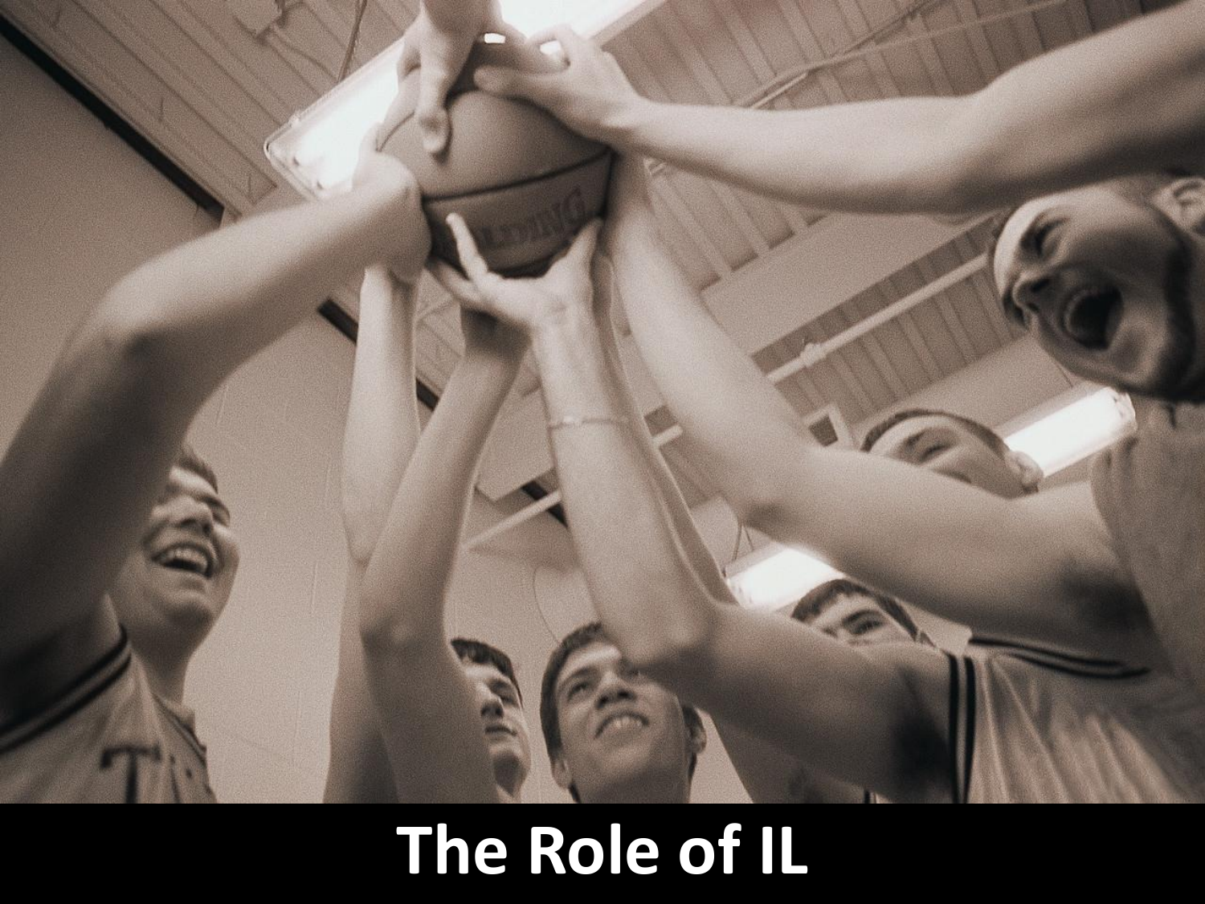# The Role of IL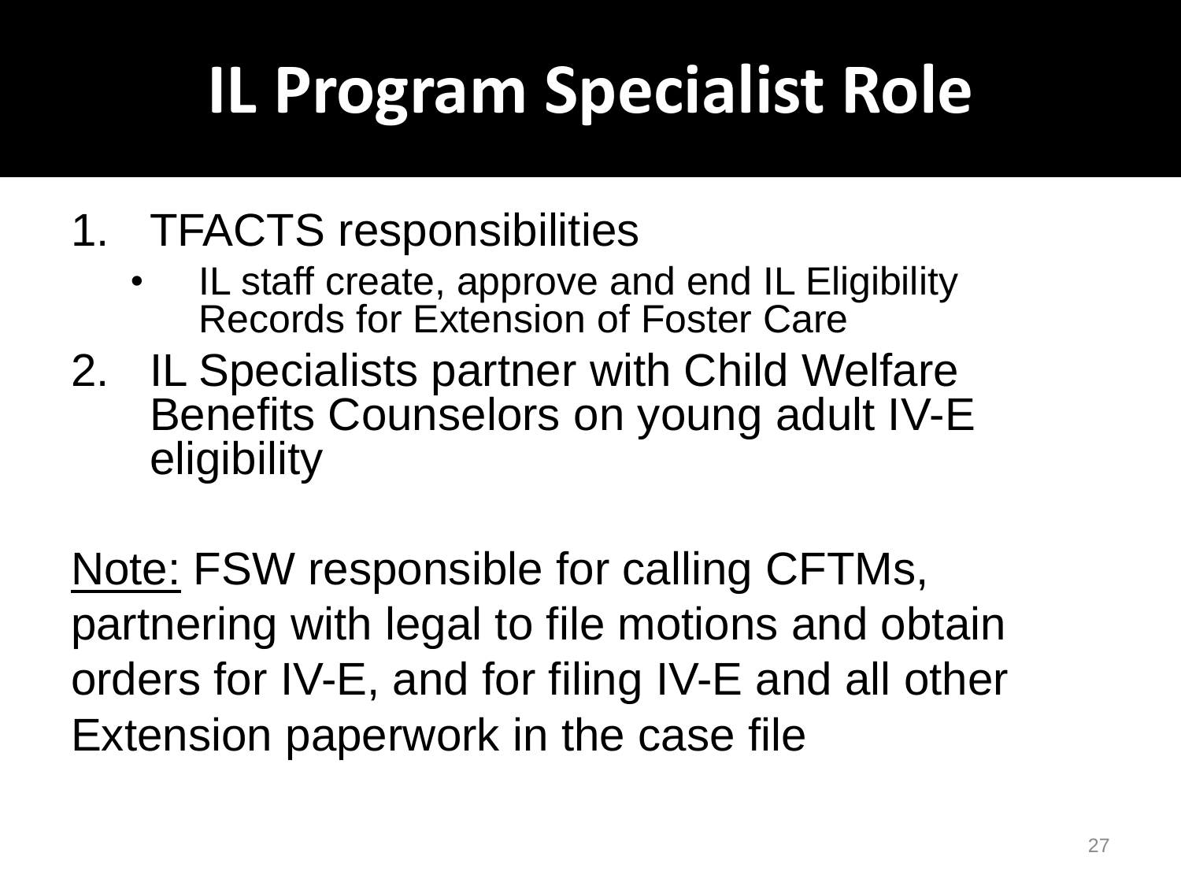# IL Program Specialist Role

1. TFACTS responsibilities
   - IL staff create, approve and end IL Eligibility Records for Extension of Foster Care
2. IL Specialists partner with Child Welfare Benefits Counselors on young adult IV-E eligibility

Note: FSW responsible for calling CFTMs, partnering with legal to file motions and obtain orders for IV-E, and for filing IV-E and all other Extension paperwork in the case file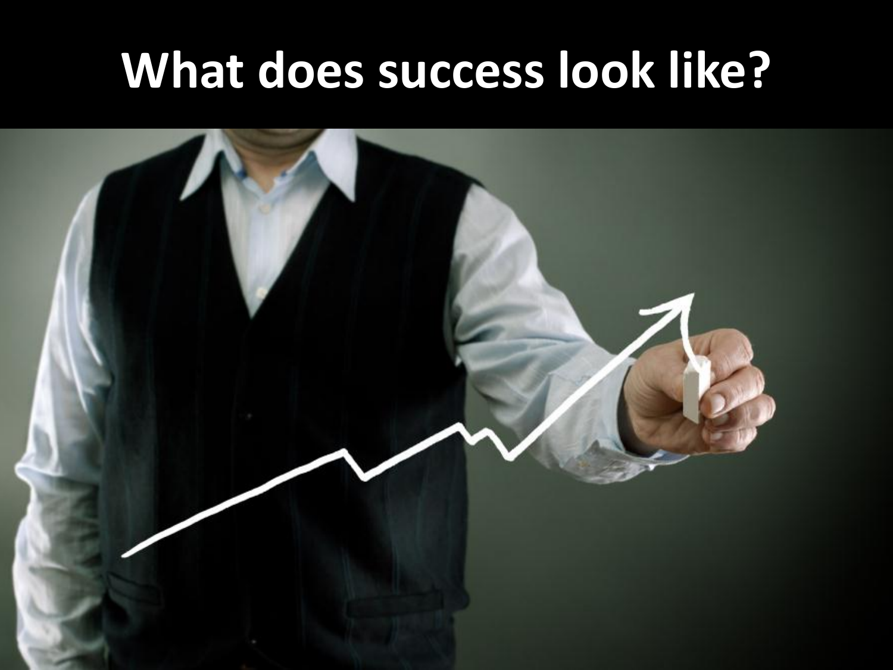# What does success look like?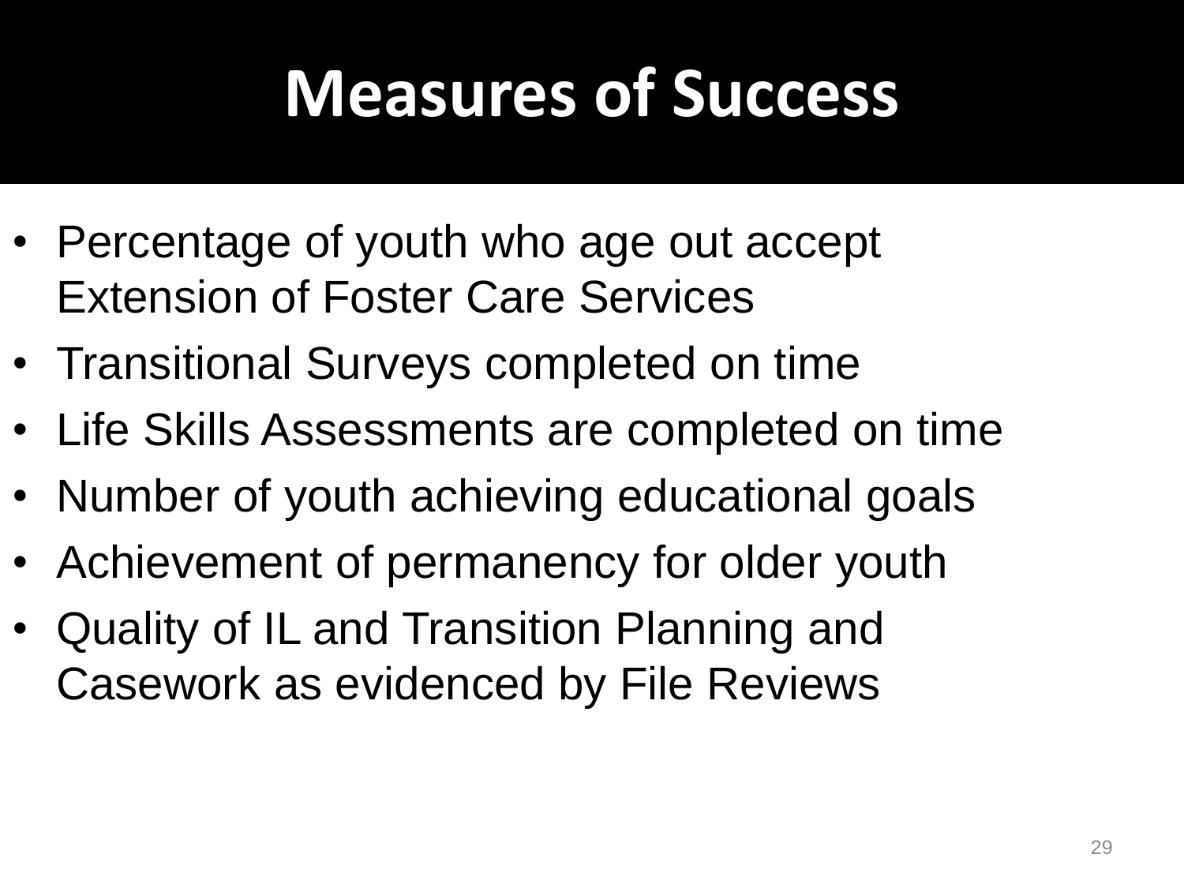# Measures of Success

- Percentage of youth who age out accept Extension of Foster Care Services
- Transitional Surveys completed on time
- Life Skills Assessments are completed on time
- Number of youth achieving educational goals
- Achievement of permanency for older youth
- Quality of IL and Transition Planning and Casework as evidenced by File Reviews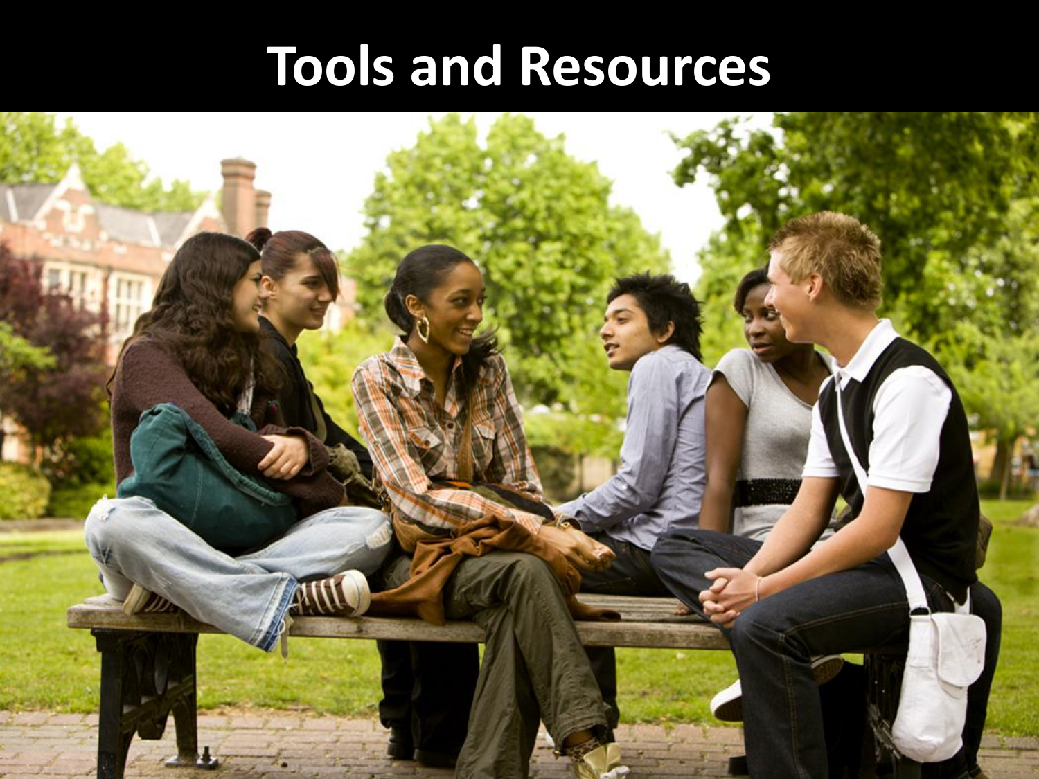# Tools and Resources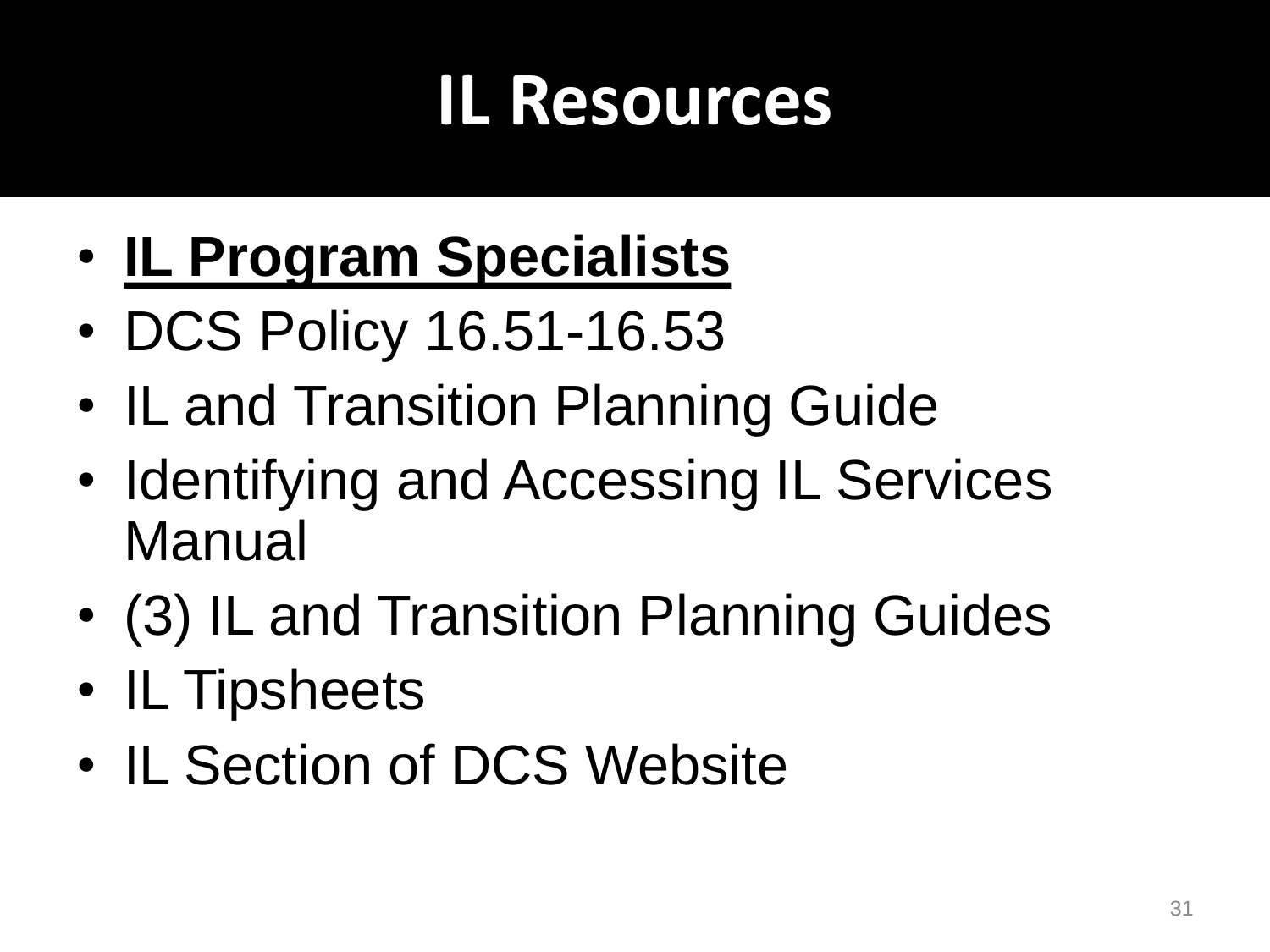# IL Resources

- **<u>IL Program Specialists</u>**
- DCS Policy 16.51-16.53
- IL and Transition Planning Guide
- Identifying and Accessing IL Services Manual
- (3) IL and Transition Planning Guides
- IL Tipsheets
- IL Section of DCS Website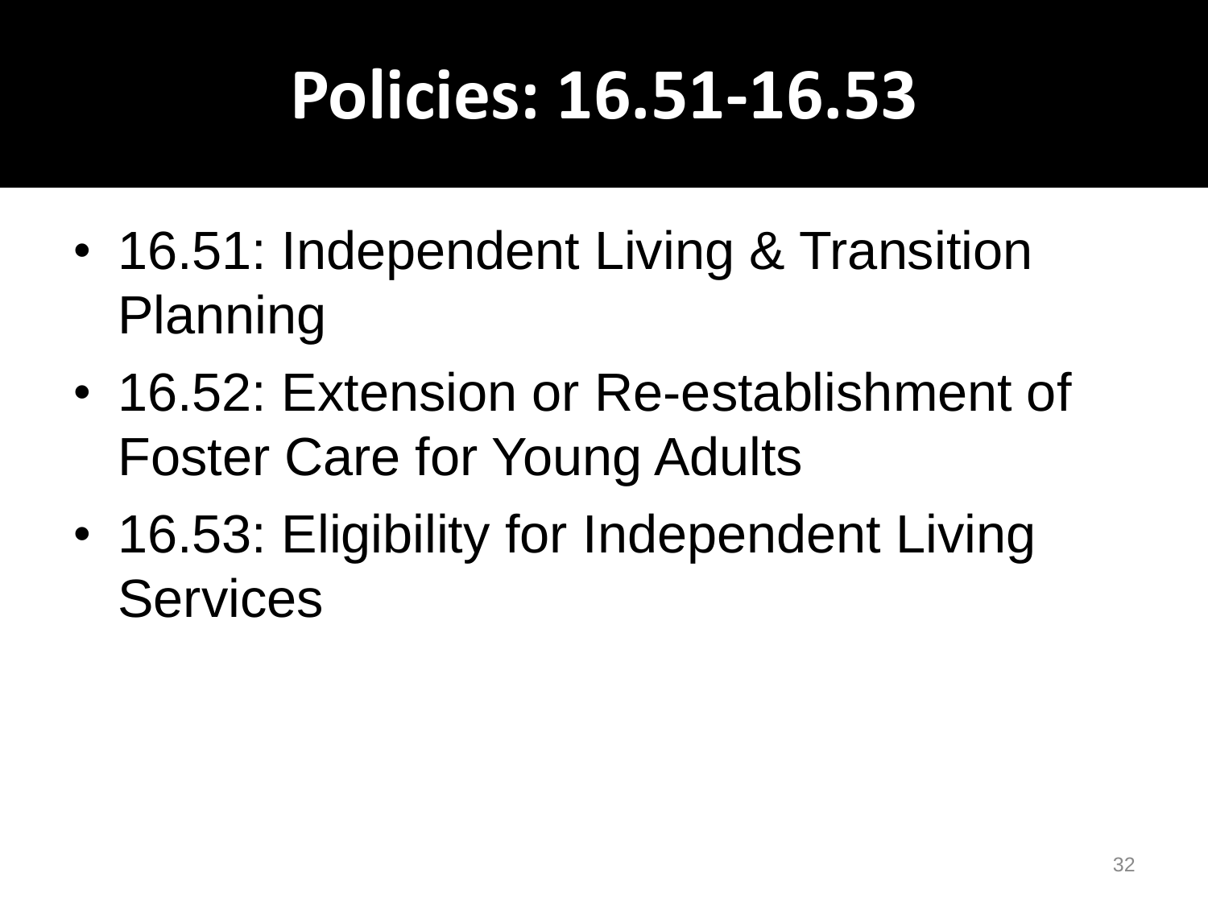# Policies: 16.51-16.53

- 16.51: Independent Living & Transition Planning
- 16.52: Extension or Re-establishment of Foster Care for Young Adults
- 16.53: Eligibility for Independent Living Services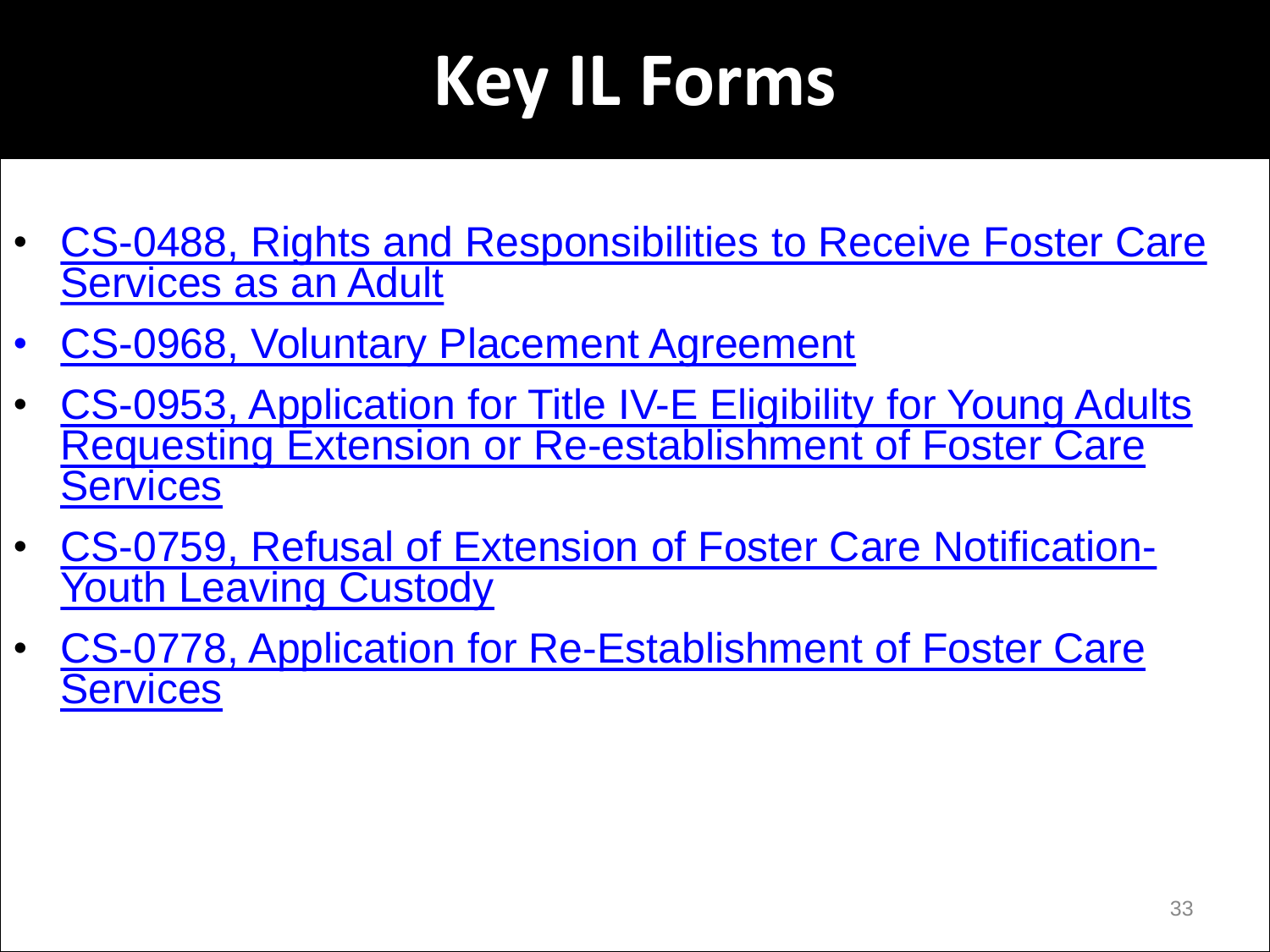# Key IL Forms

- CS-0488, Rights and Responsibilities to Receive Foster Care Services as an Adult
- CS-0968, Voluntary Placement Agreement
- CS-0953, Application for Title IV-E Eligibility for Young Adults Requesting Extension or Re-establishment of Foster Care Services
- CS-0759, Refusal of Extension of Foster Care Notification-Youth Leaving Custody
- CS-0778, Application for Re-Establishment of Foster Care Services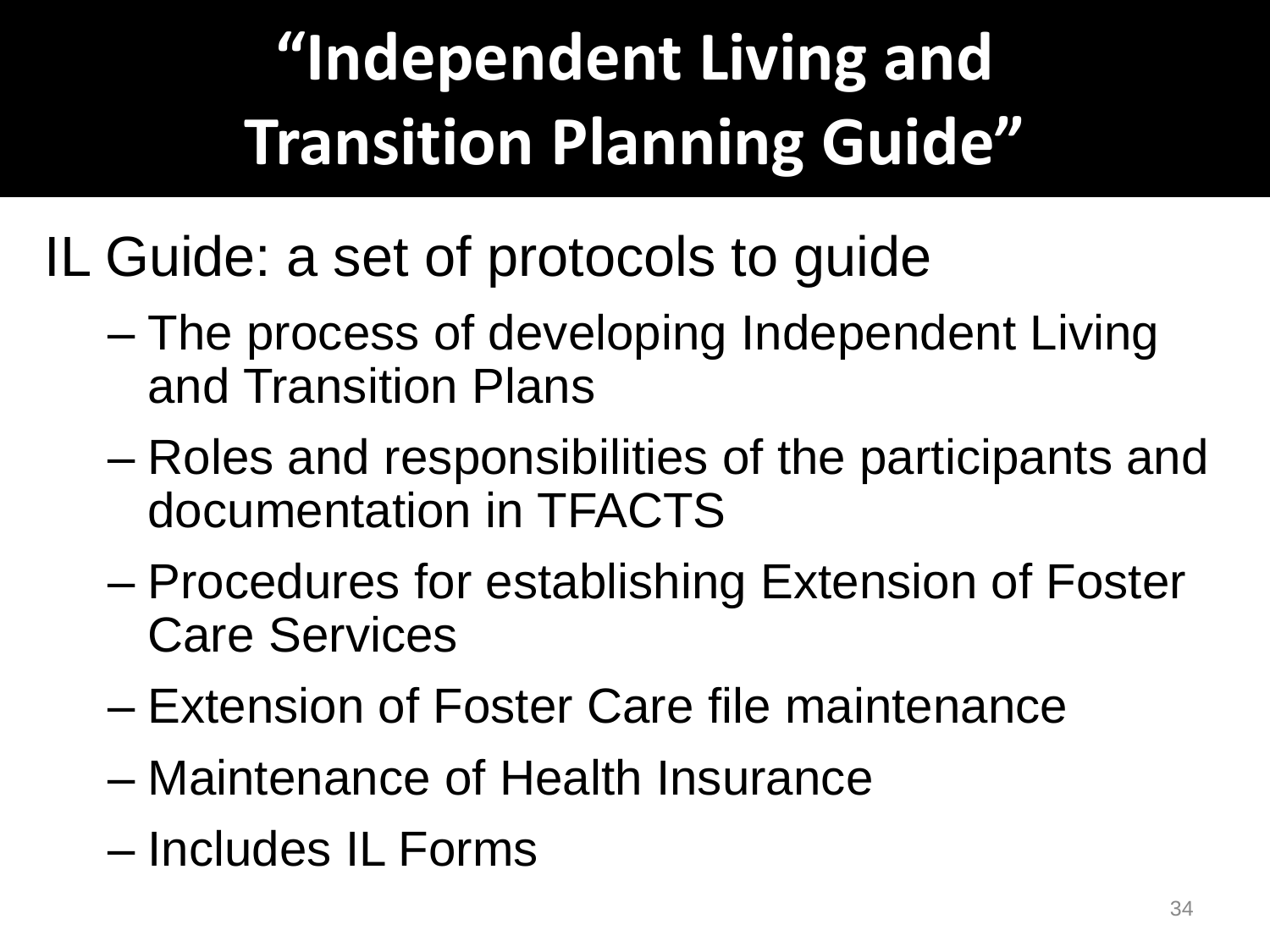# "Independent Living and Transition Planning Guide"

IL Guide: a set of protocols to guide

- The process of developing Independent Living and Transition Plans
- Roles and responsibilities of the participants and documentation in TFACTS
- Procedures for establishing Extension of Foster Care Services
- Extension of Foster Care file maintenance
- Maintenance of Health Insurance
- Includes IL Forms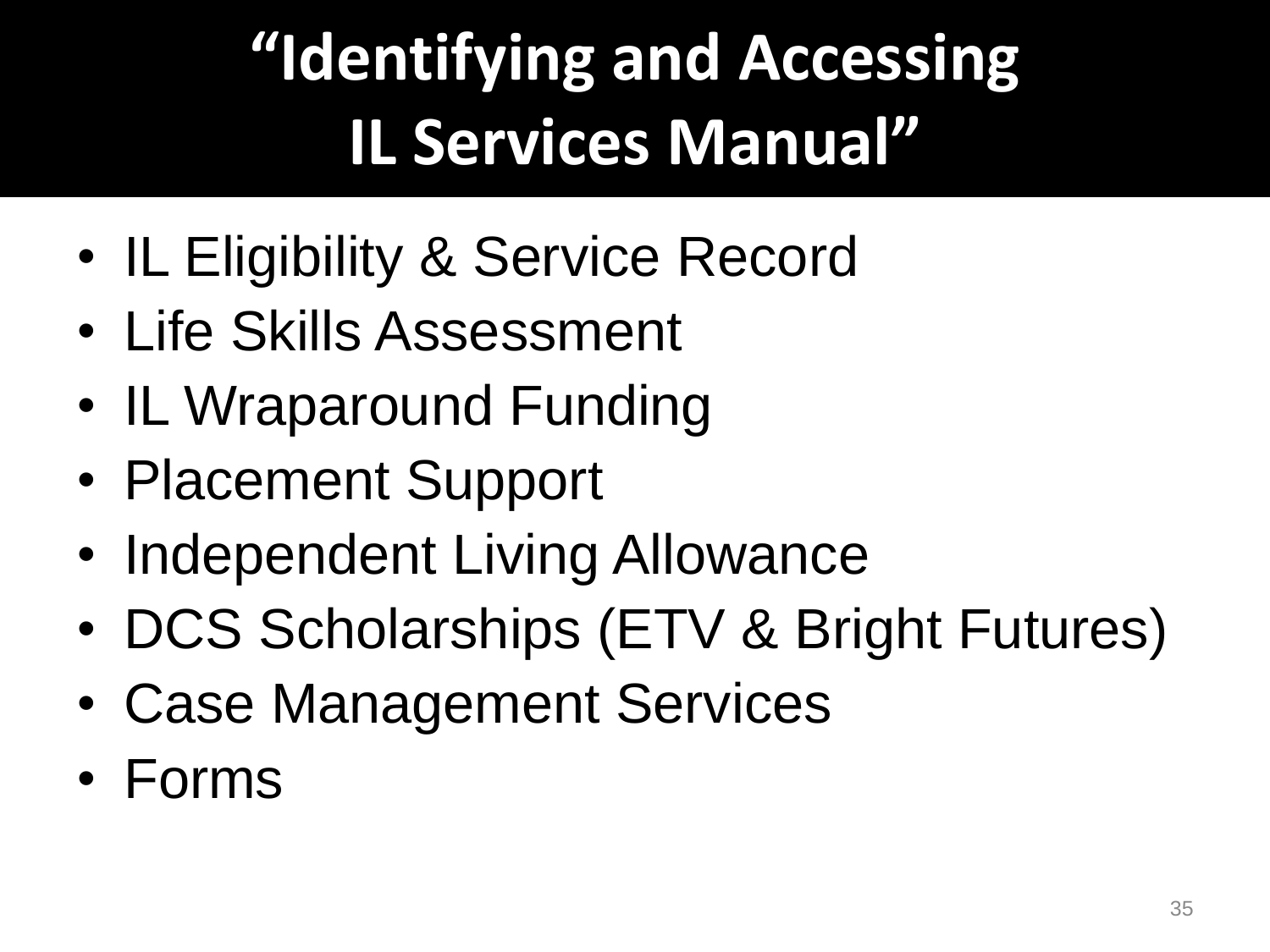# "Identifying and Accessing IL Services Manual"

- IL Eligibility & Service Record
- Life Skills Assessment
- IL Wraparound Funding
- Placement Support
- Independent Living Allowance
- DCS Scholarships (ETV & Bright Futures)
- Case Management Services
- Forms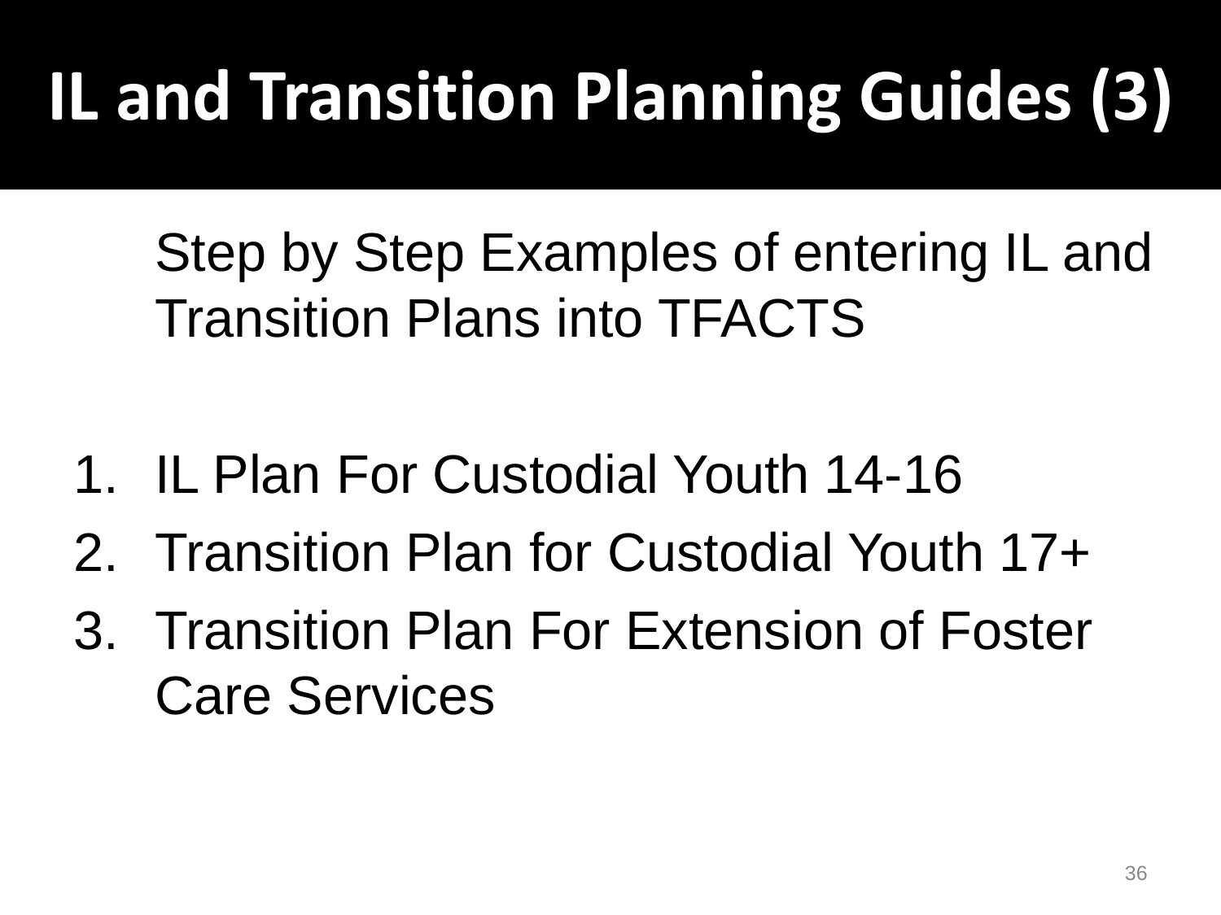# IL and Transition Planning Guides (3)

Step by Step Examples of entering IL and Transition Plans into TFACTS

1. IL Plan For Custodial Youth 14-16
2. Transition Plan for Custodial Youth 17+
3. Transition Plan For Extension of Foster Care Services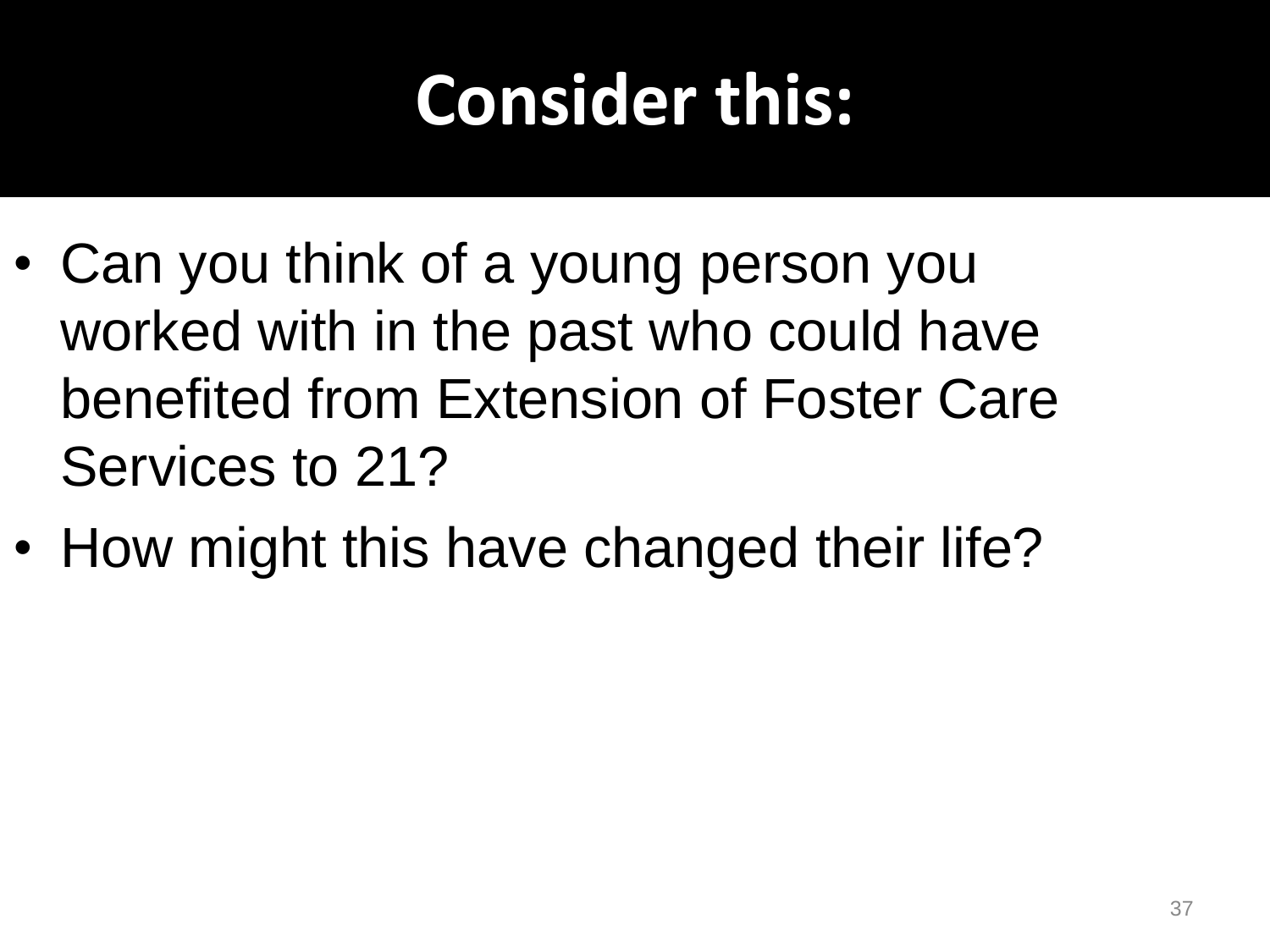# Consider this:

- Can you think of a young person you worked with in the past who could have benefited from Extension of Foster Care Services to 21?
- How might this have changed their life?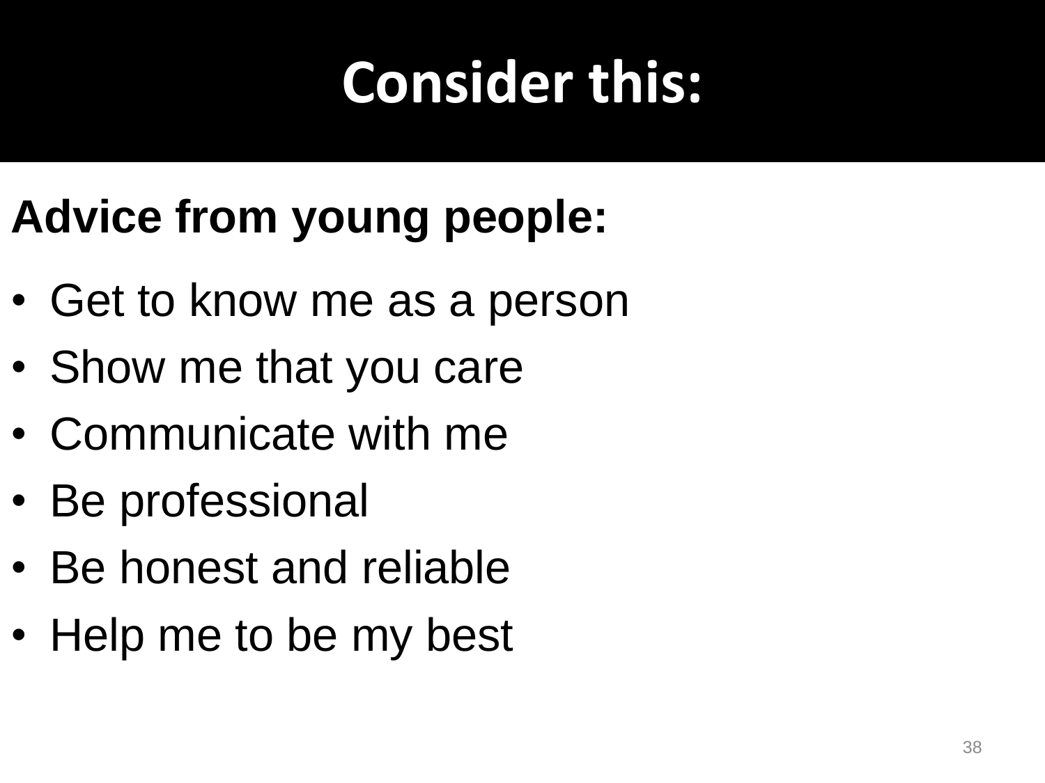# Consider this:

**Advice from young people:**

- Get to know me as a person
- Show me that you care
- Communicate with me
- Be professional
- Be honest and reliable
- Help me to be my best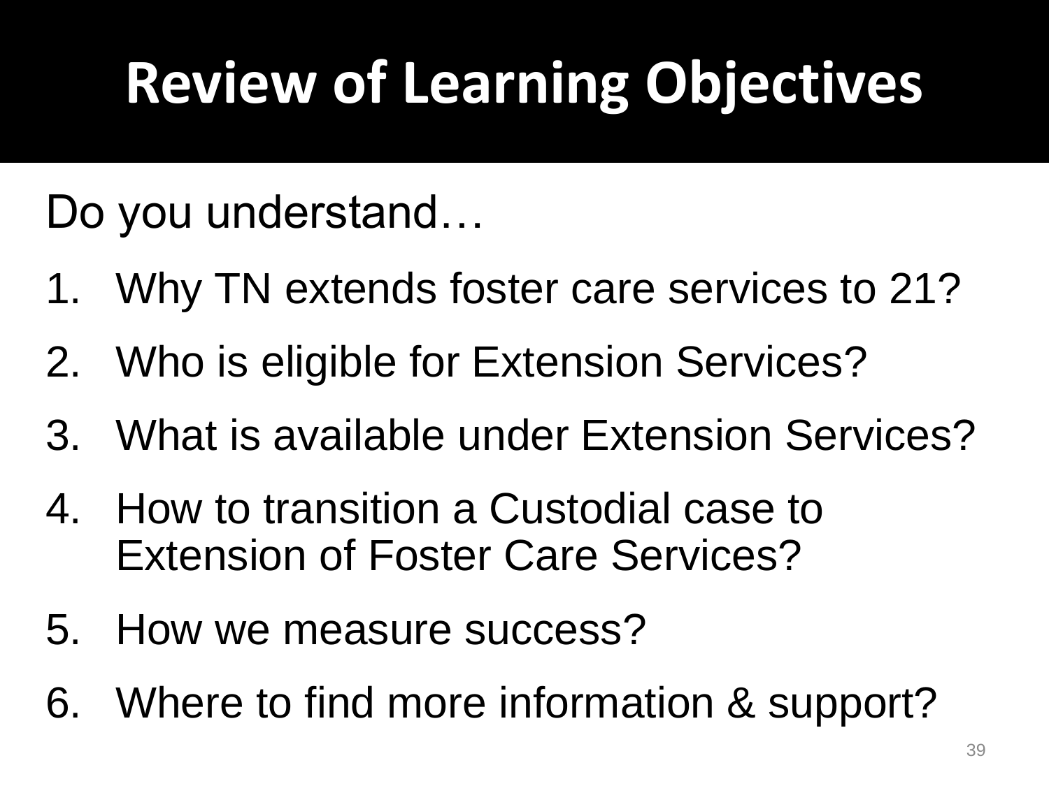# Review of Learning Objectives

Do you understand…

1. Why TN extends foster care services to 21?
2. Who is eligible for Extension Services?
3. What is available under Extension Services?
4. How to transition a Custodial case to Extension of Foster Care Services?
5. How we measure success?
6. Where to find more information & support?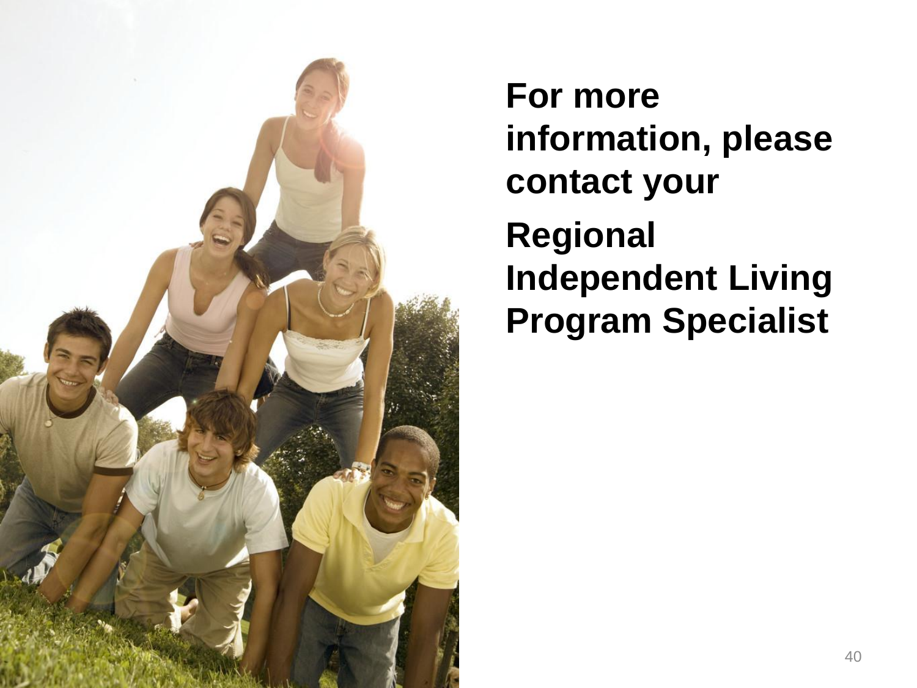**For more information, please contact your**

**Regional Independent Living Program Specialist**